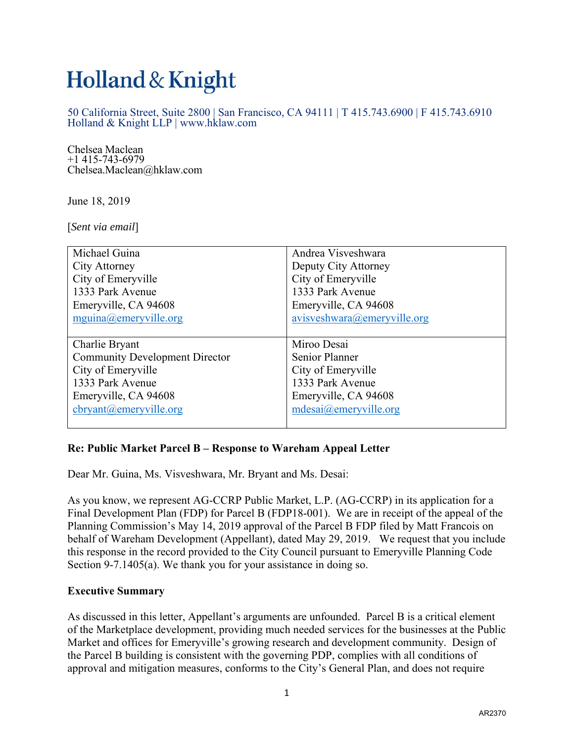# Holland & Knight

50 California Street, Suite 2800 | San Francisco, CA 94111 | T 415.743.6900 | F 415.743.6910
Holland & Knight LLP | www.hklaw.com

Chelsea Maclean
+1 415-743-6979
Chelsea.Maclean@hklaw.com

June 18, 2019

[*Sent via email*]

| | |
|---|---|
| Michael Guina<br>City Attorney<br>City of Emeryville<br>1333 Park Avenue<br>Emeryville, CA 94608<br>mguina@emeryville.org | Andrea Visveshwara<br>Deputy City Attorney<br>City of Emeryville<br>1333 Park Avenue<br>Emeryville, CA 94608<br>avisveshwara@emeryville.org |
| Charlie Bryant<br>Community Development Director<br>City of Emeryville<br>1333 Park Avenue<br>Emeryville, CA 94608<br>cbryant@emeryville.org | Miroo Desai<br>Senior Planner<br>City of Emeryville<br>1333 Park Avenue<br>Emeryville, CA 94608<br>mdesai@emeryville.org |

**Re: Public Market Parcel B – Response to Wareham Appeal Letter**

Dear Mr. Guina, Ms. Visveshwara, Mr. Bryant and Ms. Desai:

As you know, we represent AG-CCRP Public Market, L.P. (AG-CCRP) in its application for a Final Development Plan (FDP) for Parcel B (FDP18-001). We are in receipt of the appeal of the Planning Commission's May 14, 2019 approval of the Parcel B FDP filed by Matt Francois on behalf of Wareham Development (Appellant), dated May 29, 2019. We request that you include this response in the record provided to the City Council pursuant to Emeryville Planning Code Section 9-7.1405(a). We thank you for your assistance in doing so.

**Executive Summary**

As discussed in this letter, Appellant's arguments are unfounded. Parcel B is a critical element of the Marketplace development, providing much needed services for the businesses at the Public Market and offices for Emeryville's growing research and development community. Design of the Parcel B building is consistent with the governing PDP, complies with all conditions of approval and mitigation measures, conforms to the City's General Plan, and does not require

AR2370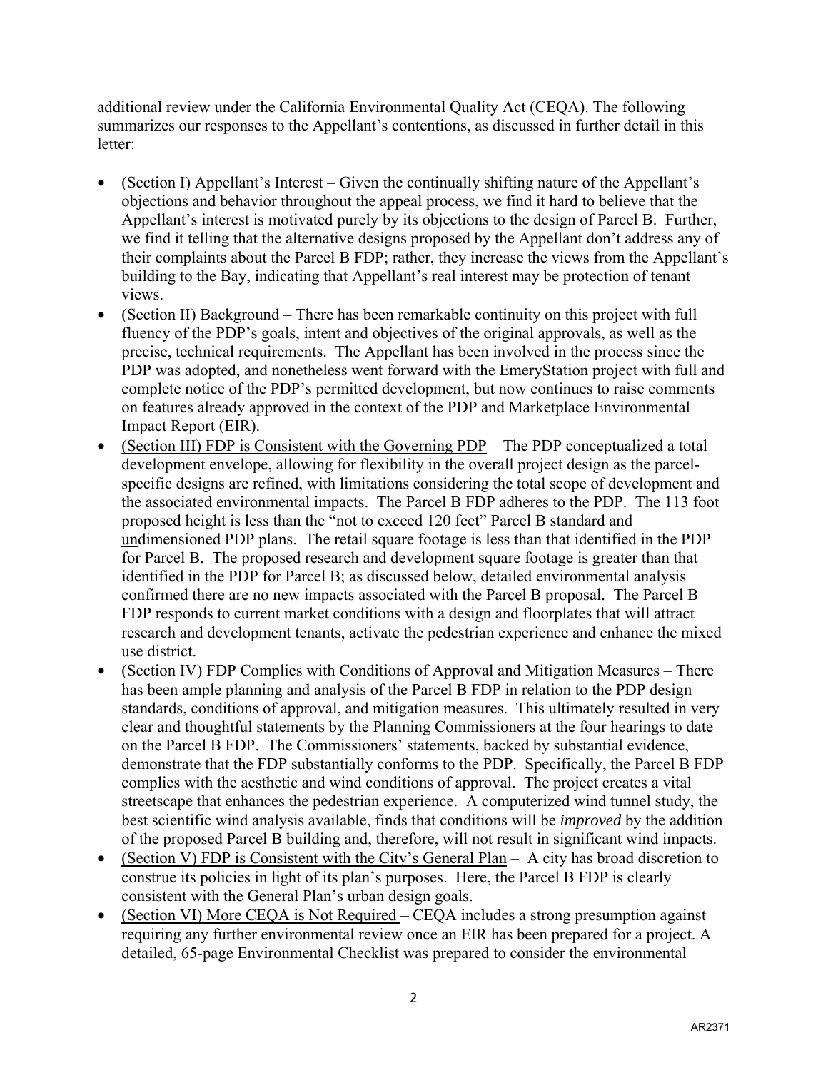additional review under the California Environmental Quality Act (CEQA). The following summarizes our responses to the Appellant's contentions, as discussed in further detail in this letter:

- (Section I) Appellant's Interest – Given the continually shifting nature of the Appellant's objections and behavior throughout the appeal process, we find it hard to believe that the Appellant's interest is motivated purely by its objections to the design of Parcel B. Further, we find it telling that the alternative designs proposed by the Appellant don't address any of their complaints about the Parcel B FDP; rather, they increase the views from the Appellant's building to the Bay, indicating that Appellant's real interest may be protection of tenant views.
- (Section II) Background – There has been remarkable continuity on this project with full fluency of the PDP's goals, intent and objectives of the original approvals, as well as the precise, technical requirements. The Appellant has been involved in the process since the PDP was adopted, and nonetheless went forward with the EmeryStation project with full and complete notice of the PDP's permitted development, but now continues to raise comments on features already approved in the context of the PDP and Marketplace Environmental Impact Report (EIR).
- (Section III) FDP is Consistent with the Governing PDP – The PDP conceptualized a total development envelope, allowing for flexibility in the overall project design as the parcel-specific designs are refined, with limitations considering the total scope of development and the associated environmental impacts. The Parcel B FDP adheres to the PDP. The 113 foot proposed height is less than the "not to exceed 120 feet" Parcel B standard and undimensioned PDP plans. The retail square footage is less than that identified in the PDP for Parcel B. The proposed research and development square footage is greater than that identified in the PDP for Parcel B; as discussed below, detailed environmental analysis confirmed there are no new impacts associated with the Parcel B proposal. The Parcel B FDP responds to current market conditions with a design and floorplates that will attract research and development tenants, activate the pedestrian experience and enhance the mixed use district.
- (Section IV) FDP Complies with Conditions of Approval and Mitigation Measures – There has been ample planning and analysis of the Parcel B FDP in relation to the PDP design standards, conditions of approval, and mitigation measures. This ultimately resulted in very clear and thoughtful statements by the Planning Commissioners at the four hearings to date on the Parcel B FDP. The Commissioners' statements, backed by substantial evidence, demonstrate that the FDP substantially conforms to the PDP. Specifically, the Parcel B FDP complies with the aesthetic and wind conditions of approval. The project creates a vital streetscape that enhances the pedestrian experience. A computerized wind tunnel study, the best scientific wind analysis available, finds that conditions will be *improved* by the addition of the proposed Parcel B building and, therefore, will not result in significant wind impacts.
- (Section V) FDP is Consistent with the City's General Plan – A city has broad discretion to construe its policies in light of its plan's purposes. Here, the Parcel B FDP is clearly consistent with the General Plan's urban design goals.
- (Section VI) More CEQA is Not Required – CEQA includes a strong presumption against requiring any further environmental review once an EIR has been prepared for a project. A detailed, 65-page Environmental Checklist was prepared to consider the environmental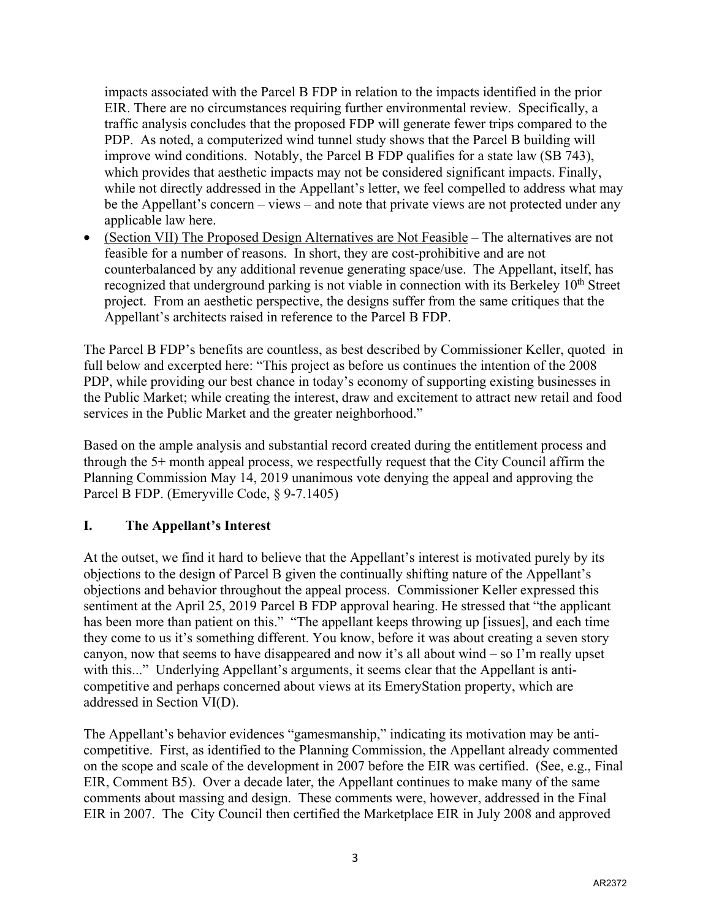impacts associated with the Parcel B FDP in relation to the impacts identified in the prior EIR. There are no circumstances requiring further environmental review. Specifically, a traffic analysis concludes that the proposed FDP will generate fewer trips compared to the PDP. As noted, a computerized wind tunnel study shows that the Parcel B building will improve wind conditions. Notably, the Parcel B FDP qualifies for a state law (SB 743), which provides that aesthetic impacts may not be considered significant impacts. Finally, while not directly addressed in the Appellant's letter, we feel compelled to address what may be the Appellant's concern – views – and note that private views are not protected under any applicable law here.

- (Section VII) The Proposed Design Alternatives are Not Feasible – The alternatives are not feasible for a number of reasons. In short, they are cost-prohibitive and are not counterbalanced by any additional revenue generating space/use. The Appellant, itself, has recognized that underground parking is not viable in connection with its Berkeley 10th Street project. From an aesthetic perspective, the designs suffer from the same critiques that the Appellant's architects raised in reference to the Parcel B FDP.

The Parcel B FDP's benefits are countless, as best described by Commissioner Keller, quoted in full below and excerpted here: "This project as before us continues the intention of the 2008 PDP, while providing our best chance in today's economy of supporting existing businesses in the Public Market; while creating the interest, draw and excitement to attract new retail and food services in the Public Market and the greater neighborhood."

Based on the ample analysis and substantial record created during the entitlement process and through the 5+ month appeal process, we respectfully request that the City Council affirm the Planning Commission May 14, 2019 unanimous vote denying the appeal and approving the Parcel B FDP. (Emeryville Code, § 9-7.1405)

## I. The Appellant's Interest

At the outset, we find it hard to believe that the Appellant's interest is motivated purely by its objections to the design of Parcel B given the continually shifting nature of the Appellant's objections and behavior throughout the appeal process. Commissioner Keller expressed this sentiment at the April 25, 2019 Parcel B FDP approval hearing. He stressed that "the applicant has been more than patient on this." "The appellant keeps throwing up [issues], and each time they come to us it's something different. You know, before it was about creating a seven story canyon, now that seems to have disappeared and now it's all about wind – so I'm really upset with this..." Underlying Appellant's arguments, it seems clear that the Appellant is anti-competitive and perhaps concerned about views at its EmeryStation property, which are addressed in Section VI(D).

The Appellant's behavior evidences "gamesmanship," indicating its motivation may be anti-competitive. First, as identified to the Planning Commission, the Appellant already commented on the scope and scale of the development in 2007 before the EIR was certified. (See, e.g., Final EIR, Comment B5). Over a decade later, the Appellant continues to make many of the same comments about massing and design. These comments were, however, addressed in the Final EIR in 2007. The City Council then certified the Marketplace EIR in July 2008 and approved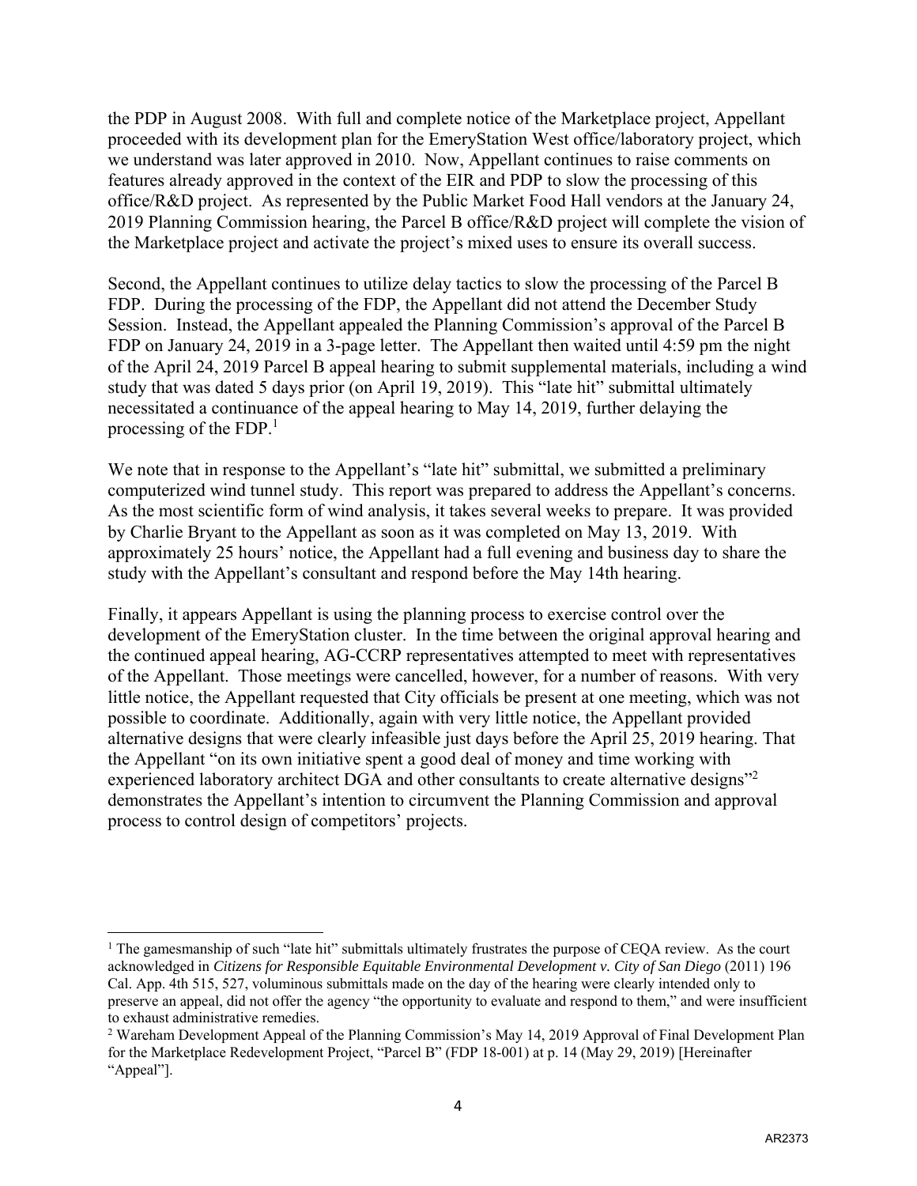the PDP in August 2008. With full and complete notice of the Marketplace project, Appellant proceeded with its development plan for the EmeryStation West office/laboratory project, which we understand was later approved in 2010. Now, Appellant continues to raise comments on features already approved in the context of the EIR and PDP to slow the processing of this office/R&D project. As represented by the Public Market Food Hall vendors at the January 24, 2019 Planning Commission hearing, the Parcel B office/R&D project will complete the vision of the Marketplace project and activate the project's mixed uses to ensure its overall success.

Second, the Appellant continues to utilize delay tactics to slow the processing of the Parcel B FDP. During the processing of the FDP, the Appellant did not attend the December Study Session. Instead, the Appellant appealed the Planning Commission's approval of the Parcel B FDP on January 24, 2019 in a 3-page letter. The Appellant then waited until 4:59 pm the night of the April 24, 2019 Parcel B appeal hearing to submit supplemental materials, including a wind study that was dated 5 days prior (on April 19, 2019). This "late hit" submittal ultimately necessitated a continuance of the appeal hearing to May 14, 2019, further delaying the processing of the FDP.[1]

We note that in response to the Appellant's "late hit" submittal, we submitted a preliminary computerized wind tunnel study. This report was prepared to address the Appellant's concerns. As the most scientific form of wind analysis, it takes several weeks to prepare. It was provided by Charlie Bryant to the Appellant as soon as it was completed on May 13, 2019. With approximately 25 hours' notice, the Appellant had a full evening and business day to share the study with the Appellant's consultant and respond before the May 14th hearing.

Finally, it appears Appellant is using the planning process to exercise control over the development of the EmeryStation cluster. In the time between the original approval hearing and the continued appeal hearing, AG-CCRP representatives attempted to meet with representatives of the Appellant. Those meetings were cancelled, however, for a number of reasons. With very little notice, the Appellant requested that City officials be present at one meeting, which was not possible to coordinate. Additionally, again with very little notice, the Appellant provided alternative designs that were clearly infeasible just days before the April 25, 2019 hearing. That the Appellant "on its own initiative spent a good deal of money and time working with experienced laboratory architect DGA and other consultants to create alternative designs"[2] demonstrates the Appellant's intention to circumvent the Planning Commission and approval process to control design of competitors' projects.

---

[1] The gamesmanship of such "late hit" submittals ultimately frustrates the purpose of CEQA review. As the court acknowledged in *Citizens for Responsible Equitable Environmental Development v. City of San Diego* (2011) 196 Cal. App. 4th 515, 527, voluminous submittals made on the day of the hearing were clearly intended only to preserve an appeal, did not offer the agency "the opportunity to evaluate and respond to them," and were insufficient to exhaust administrative remedies.

[2] Wareham Development Appeal of the Planning Commission's May 14, 2019 Approval of Final Development Plan for the Marketplace Redevelopment Project, "Parcel B" (FDP 18-001) at p. 14 (May 29, 2019) [Hereinafter "Appeal"].

AR2373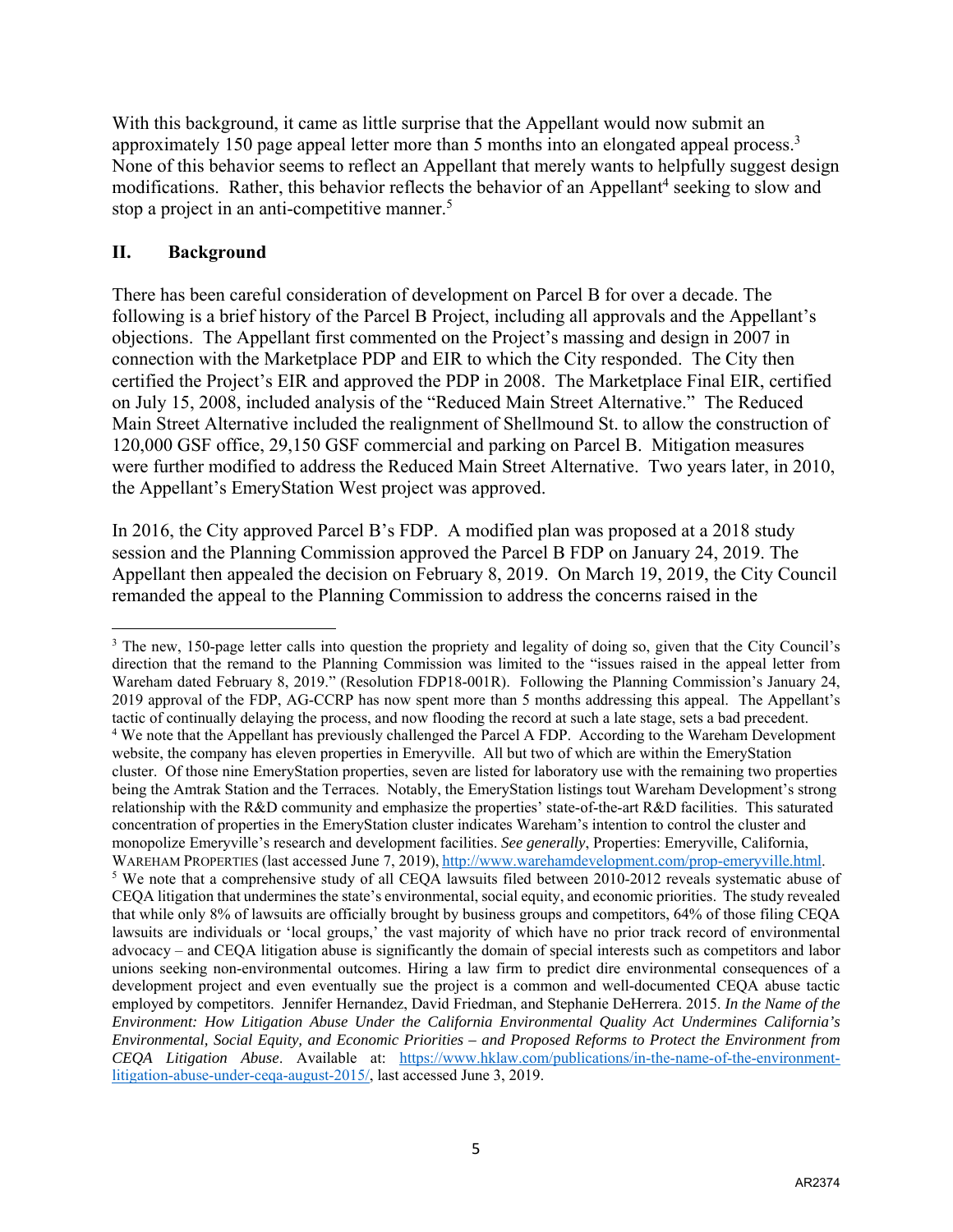With this background, it came as little surprise that the Appellant would now submit an approximately 150 page appeal letter more than 5 months into an elongated appeal process.[3] None of this behavior seems to reflect an Appellant that merely wants to helpfully suggest design modifications. Rather, this behavior reflects the behavior of an Appellant[4] seeking to slow and stop a project in an anti-competitive manner.[5]

## II. Background

There has been careful consideration of development on Parcel B for over a decade. The following is a brief history of the Parcel B Project, including all approvals and the Appellant's objections. The Appellant first commented on the Project's massing and design in 2007 in connection with the Marketplace PDP and EIR to which the City responded. The City then certified the Project's EIR and approved the PDP in 2008. The Marketplace Final EIR, certified on July 15, 2008, included analysis of the "Reduced Main Street Alternative." The Reduced Main Street Alternative included the realignment of Shellmound St. to allow the construction of 120,000 GSF office, 29,150 GSF commercial and parking on Parcel B. Mitigation measures were further modified to address the Reduced Main Street Alternative. Two years later, in 2010, the Appellant's EmeryStation West project was approved.

In 2016, the City approved Parcel B's FDP. A modified plan was proposed at a 2018 study session and the Planning Commission approved the Parcel B FDP on January 24, 2019. The Appellant then appealed the decision on February 8, 2019. On March 19, 2019, the City Council remanded the appeal to the Planning Commission to address the concerns raised in the

---

[3] The new, 150-page letter calls into question the propriety and legality of doing so, given that the City Council's direction that the remand to the Planning Commission was limited to the "issues raised in the appeal letter from Wareham dated February 8, 2019." (Resolution FDP18-001R). Following the Planning Commission's January 24, 2019 approval of the FDP, AG-CCRP has now spent more than 5 months addressing this appeal. The Appellant's tactic of continually delaying the process, and now flooding the record at such a late stage, sets a bad precedent.

[4] We note that the Appellant has previously challenged the Parcel A FDP. According to the Wareham Development website, the company has eleven properties in Emeryville. All but two of which are within the EmeryStation cluster. Of those nine EmeryStation properties, seven are listed for laboratory use with the remaining two properties being the Amtrak Station and the Terraces. Notably, the EmeryStation listings tout Wareham Development's strong relationship with the R&D community and emphasize the properties' state-of-the-art R&D facilities. This saturated concentration of properties in the EmeryStation cluster indicates Wareham's intention to control the cluster and monopolize Emeryville's research and development facilities. *See generally*, Properties: Emeryville, California, WAREHAM PROPERTIES (last accessed June 7, 2019), http://www.warehamdevelopment.com/prop-emeryville.html.

[5] We note that a comprehensive study of all CEQA lawsuits filed between 2010-2012 reveals systematic abuse of CEQA litigation that undermines the state's environmental, social equity, and economic priorities. The study revealed that while only 8% of lawsuits are officially brought by business groups and competitors, 64% of those filing CEQA lawsuits are individuals or 'local groups,' the vast majority of which have no prior track record of environmental advocacy – and CEQA litigation abuse is significantly the domain of special interests such as competitors and labor unions seeking non-environmental outcomes. Hiring a law firm to predict dire environmental consequences of a development project and even eventually sue the project is a common and well-documented CEQA abuse tactic employed by competitors. Jennifer Hernandez, David Friedman, and Stephanie DeHerrera. 2015. *In the Name of the Environment: How Litigation Abuse Under the California Environmental Quality Act Undermines California's Environmental, Social Equity, and Economic Priorities – and Proposed Reforms to Protect the Environment from CEQA Litigation Abuse*. Available at: https://www.hklaw.com/publications/in-the-name-of-the-environment-litigation-abuse-under-ceqa-august-2015/, last accessed June 3, 2019.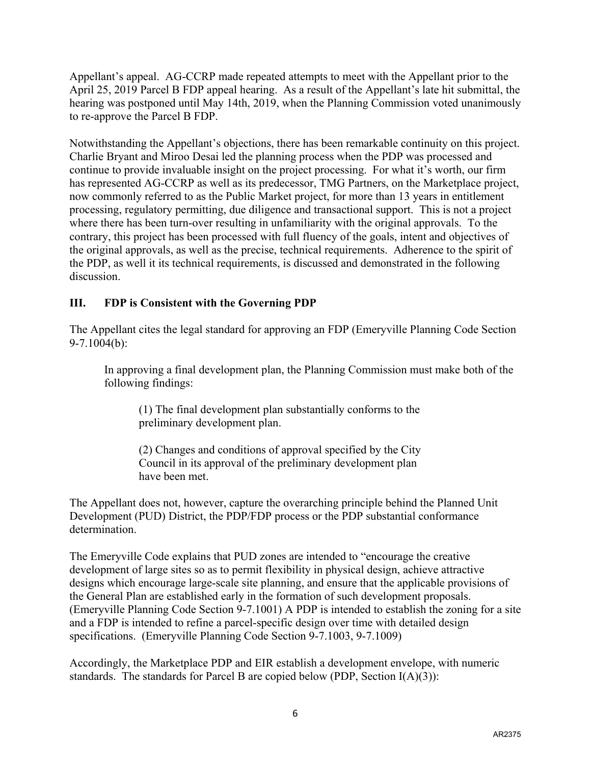Appellant's appeal. AG-CCRP made repeated attempts to meet with the Appellant prior to the April 25, 2019 Parcel B FDP appeal hearing. As a result of the Appellant's late hit submittal, the hearing was postponed until May 14th, 2019, when the Planning Commission voted unanimously to re-approve the Parcel B FDP.

Notwithstanding the Appellant's objections, there has been remarkable continuity on this project. Charlie Bryant and Miroo Desai led the planning process when the PDP was processed and continue to provide invaluable insight on the project processing. For what it's worth, our firm has represented AG-CCRP as well as its predecessor, TMG Partners, on the Marketplace project, now commonly referred to as the Public Market project, for more than 13 years in entitlement processing, regulatory permitting, due diligence and transactional support. This is not a project where there has been turn-over resulting in unfamiliarity with the original approvals. To the contrary, this project has been processed with full fluency of the goals, intent and objectives of the original approvals, as well as the precise, technical requirements. Adherence to the spirit of the PDP, as well it its technical requirements, is discussed and demonstrated in the following discussion.

## III. FDP is Consistent with the Governing PDP

The Appellant cites the legal standard for approving an FDP (Emeryville Planning Code Section 9-7.1004(b):

> In approving a final development plan, the Planning Commission must make both of the following findings:
>
> > (1) The final development plan substantially conforms to the preliminary development plan.
> >
> > (2) Changes and conditions of approval specified by the City Council in its approval of the preliminary development plan have been met.

The Appellant does not, however, capture the overarching principle behind the Planned Unit Development (PUD) District, the PDP/FDP process or the PDP substantial conformance determination.

The Emeryville Code explains that PUD zones are intended to "encourage the creative development of large sites so as to permit flexibility in physical design, achieve attractive designs which encourage large-scale site planning, and ensure that the applicable provisions of the General Plan are established early in the formation of such development proposals. (Emeryville Planning Code Section 9-7.1001) A PDP is intended to establish the zoning for a site and a FDP is intended to refine a parcel-specific design over time with detailed design specifications. (Emeryville Planning Code Section 9-7.1003, 9-7.1009)

Accordingly, the Marketplace PDP and EIR establish a development envelope, with numeric standards. The standards for Parcel B are copied below (PDP, Section I(A)(3)):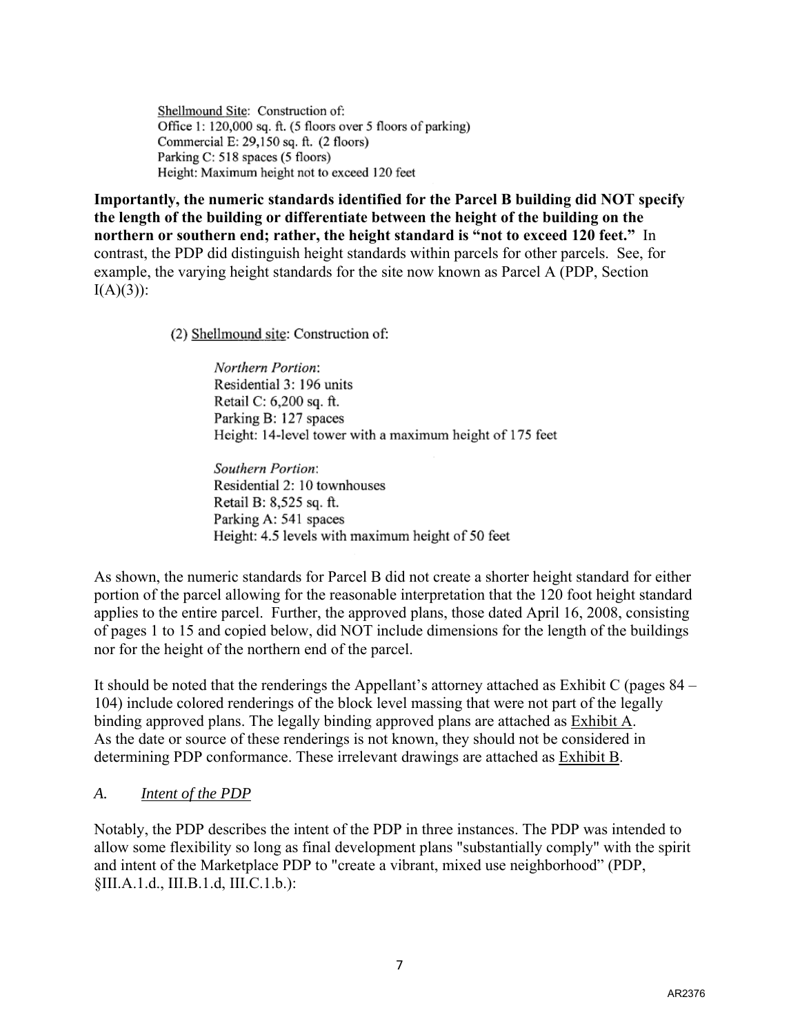Shellmound Site: Construction of:
Office 1: 120,000 sq. ft. (5 floors over 5 floors of parking)
Commercial E: 29,150 sq. ft. (2 floors)
Parking C: 518 spaces (5 floors)
Height: Maximum height not to exceed 120 feet

**Importantly, the numeric standards identified for the Parcel B building did NOT specify the length of the building or differentiate between the height of the building on the northern or southern end; rather, the height standard is "not to exceed 120 feet."** In contrast, the PDP did distinguish height standards within parcels for other parcels. See, for example, the varying height standards for the site now known as Parcel A (PDP, Section I(A)(3)):

(2) Shellmound site: Construction of:

*Northern Portion*:
Residential 3: 196 units
Retail C: 6,200 sq. ft.
Parking B: 127 spaces
Height: 14-level tower with a maximum height of 175 feet

*Southern Portion*:
Residential 2: 10 townhouses
Retail B: 8,525 sq. ft.
Parking A: 541 spaces
Height: 4.5 levels with maximum height of 50 feet

As shown, the numeric standards for Parcel B did not create a shorter height standard for either portion of the parcel allowing for the reasonable interpretation that the 120 foot height standard applies to the entire parcel. Further, the approved plans, those dated April 16, 2008, consisting of pages 1 to 15 and copied below, did NOT include dimensions for the length of the buildings nor for the height of the northern end of the parcel.

It should be noted that the renderings the Appellant's attorney attached as Exhibit C (pages 84 – 104) include colored renderings of the block level massing that were not part of the legally binding approved plans. The legally binding approved plans are attached as Exhibit A. As the date or source of these renderings is not known, they should not be considered in determining PDP conformance. These irrelevant drawings are attached as Exhibit B.

*A. Intent of the PDP*

Notably, the PDP describes the intent of the PDP in three instances. The PDP was intended to allow some flexibility so long as final development plans "substantially comply" with the spirit and intent of the Marketplace PDP to "create a vibrant, mixed use neighborhood" (PDP, §III.A.1.d., III.B.1.d, III.C.1.b.):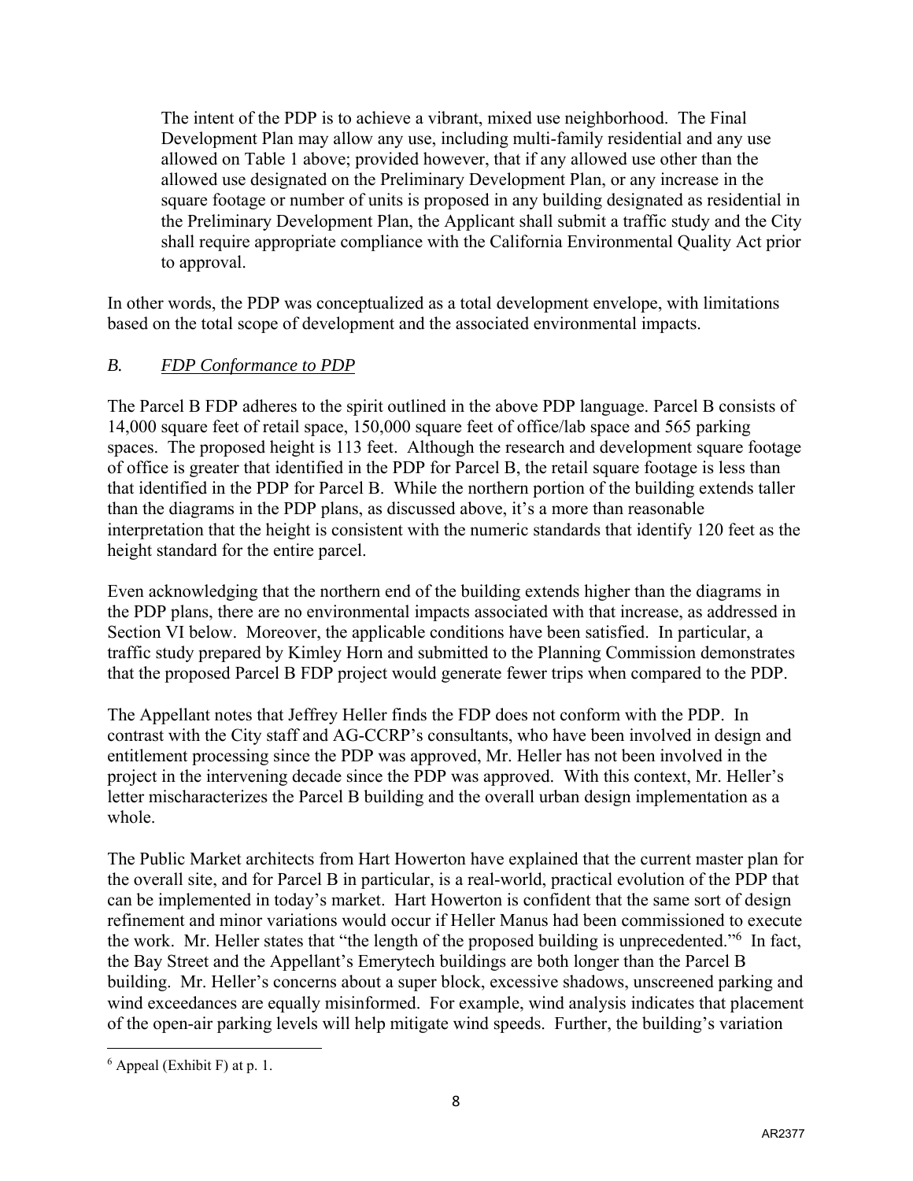> The intent of the PDP is to achieve a vibrant, mixed use neighborhood. The Final Development Plan may allow any use, including multi-family residential and any use allowed on Table 1 above; provided however, that if any allowed use other than the allowed use designated on the Preliminary Development Plan, or any increase in the square footage or number of units is proposed in any building designated as residential in the Preliminary Development Plan, the Applicant shall submit a traffic study and the City shall require appropriate compliance with the California Environmental Quality Act prior to approval.

In other words, the PDP was conceptualized as a total development envelope, with limitations based on the total scope of development and the associated environmental impacts.

### *B. FDP Conformance to PDP*

The Parcel B FDP adheres to the spirit outlined in the above PDP language. Parcel B consists of 14,000 square feet of retail space, 150,000 square feet of office/lab space and 565 parking spaces. The proposed height is 113 feet. Although the research and development square footage of office is greater that identified in the PDP for Parcel B, the retail square footage is less than that identified in the PDP for Parcel B. While the northern portion of the building extends taller than the diagrams in the PDP plans, as discussed above, it's a more than reasonable interpretation that the height is consistent with the numeric standards that identify 120 feet as the height standard for the entire parcel.

Even acknowledging that the northern end of the building extends higher than the diagrams in the PDP plans, there are no environmental impacts associated with that increase, as addressed in Section VI below. Moreover, the applicable conditions have been satisfied. In particular, a traffic study prepared by Kimley Horn and submitted to the Planning Commission demonstrates that the proposed Parcel B FDP project would generate fewer trips when compared to the PDP.

The Appellant notes that Jeffrey Heller finds the FDP does not conform with the PDP. In contrast with the City staff and AG-CCRP's consultants, who have been involved in design and entitlement processing since the PDP was approved, Mr. Heller has not been involved in the project in the intervening decade since the PDP was approved. With this context, Mr. Heller's letter mischaracterizes the Parcel B building and the overall urban design implementation as a whole.

The Public Market architects from Hart Howerton have explained that the current master plan for the overall site, and for Parcel B in particular, is a real-world, practical evolution of the PDP that can be implemented in today's market. Hart Howerton is confident that the same sort of design refinement and minor variations would occur if Heller Manus had been commissioned to execute the work. Mr. Heller states that "the length of the proposed building is unprecedented."[6] In fact, the Bay Street and the Appellant's Emerytech buildings are both longer than the Parcel B building. Mr. Heller's concerns about a super block, excessive shadows, unscreened parking and wind exceedances are equally misinformed. For example, wind analysis indicates that placement of the open-air parking levels will help mitigate wind speeds. Further, the building's variation

[6] Appeal (Exhibit F) at p. 1.

AR2377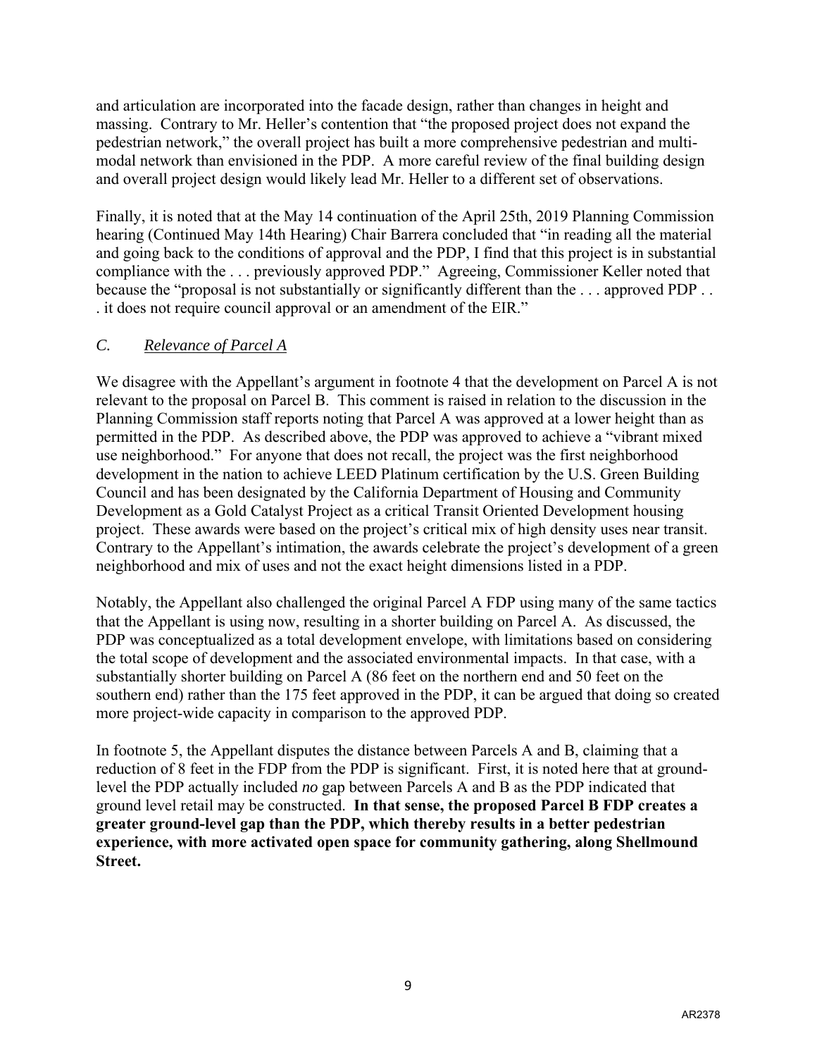and articulation are incorporated into the facade design, rather than changes in height and massing. Contrary to Mr. Heller's contention that "the proposed project does not expand the pedestrian network," the overall project has built a more comprehensive pedestrian and multi-modal network than envisioned in the PDP. A more careful review of the final building design and overall project design would likely lead Mr. Heller to a different set of observations.

Finally, it is noted that at the May 14 continuation of the April 25th, 2019 Planning Commission hearing (Continued May 14th Hearing) Chair Barrera concluded that "in reading all the material and going back to the conditions of approval and the PDP, I find that this project is in substantial compliance with the . . . previously approved PDP." Agreeing, Commissioner Keller noted that because the "proposal is not substantially or significantly different than the . . . approved PDP . . . it does not require council approval or an amendment of the EIR."

### *C. Relevance of Parcel A*

We disagree with the Appellant's argument in footnote 4 that the development on Parcel A is not relevant to the proposal on Parcel B. This comment is raised in relation to the discussion in the Planning Commission staff reports noting that Parcel A was approved at a lower height than as permitted in the PDP. As described above, the PDP was approved to achieve a "vibrant mixed use neighborhood." For anyone that does not recall, the project was the first neighborhood development in the nation to achieve LEED Platinum certification by the U.S. Green Building Council and has been designated by the California Department of Housing and Community Development as a Gold Catalyst Project as a critical Transit Oriented Development housing project. These awards were based on the project's critical mix of high density uses near transit. Contrary to the Appellant's intimation, the awards celebrate the project's development of a green neighborhood and mix of uses and not the exact height dimensions listed in a PDP.

Notably, the Appellant also challenged the original Parcel A FDP using many of the same tactics that the Appellant is using now, resulting in a shorter building on Parcel A. As discussed, the PDP was conceptualized as a total development envelope, with limitations based on considering the total scope of development and the associated environmental impacts. In that case, with a substantially shorter building on Parcel A (86 feet on the northern end and 50 feet on the southern end) rather than the 175 feet approved in the PDP, it can be argued that doing so created more project-wide capacity in comparison to the approved PDP.

In footnote 5, the Appellant disputes the distance between Parcels A and B, claiming that a reduction of 8 feet in the FDP from the PDP is significant. First, it is noted here that at ground-level the PDP actually included *no* gap between Parcels A and B as the PDP indicated that ground level retail may be constructed. **In that sense, the proposed Parcel B FDP creates a greater ground-level gap than the PDP, which thereby results in a better pedestrian experience, with more activated open space for community gathering, along Shellmound Street.**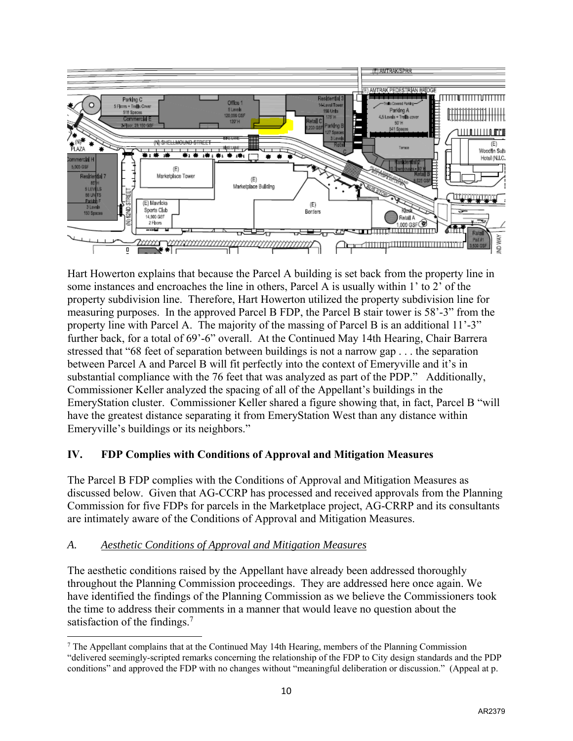Hart Howerton explains that because the Parcel A building is set back from the property line in some instances and encroaches the line in others, Parcel A is usually within 1' to 2' of the property subdivision line. Therefore, Hart Howerton utilized the property subdivision line for measuring purposes. In the approved Parcel B FDP, the Parcel B stair tower is 58'-3" from the property line with Parcel A. The majority of the massing of Parcel B is an additional 11'-3" further back, for a total of 69'-6" overall. At the Continued May 14th Hearing, Chair Barrera stressed that "68 feet of separation between buildings is not a narrow gap . . . the separation between Parcel A and Parcel B will fit perfectly into the context of Emeryville and it's in substantial compliance with the 76 feet that was analyzed as part of the PDP." Additionally, Commissioner Keller analyzed the spacing of all of the Appellant's buildings in the EmeryStation cluster. Commissioner Keller shared a figure showing that, in fact, Parcel B "will have the greatest distance separating it from EmeryStation West than any distance within Emeryville's buildings or its neighbors."

## IV. FDP Complies with Conditions of Approval and Mitigation Measures

The Parcel B FDP complies with the Conditions of Approval and Mitigation Measures as discussed below. Given that AG-CCRP has processed and received approvals from the Planning Commission for five FDPs for parcels in the Marketplace project, AG-CRRP and its consultants are intimately aware of the Conditions of Approval and Mitigation Measures.

### *A. Aesthetic Conditions of Approval and Mitigation Measures*

The aesthetic conditions raised by the Appellant have already been addressed thoroughly throughout the Planning Commission proceedings. They are addressed here once again. We have identified the findings of the Planning Commission as we believe the Commissioners took the time to address their comments in a manner that would leave no question about the satisfaction of the findings.[7]

[7] The Appellant complains that at the Continued May 14th Hearing, members of the Planning Commission "delivered seemingly-scripted remarks concerning the relationship of the FDP to City design standards and the PDP conditions" and approved the FDP with no changes without "meaningful deliberation or discussion." (Appeal at p.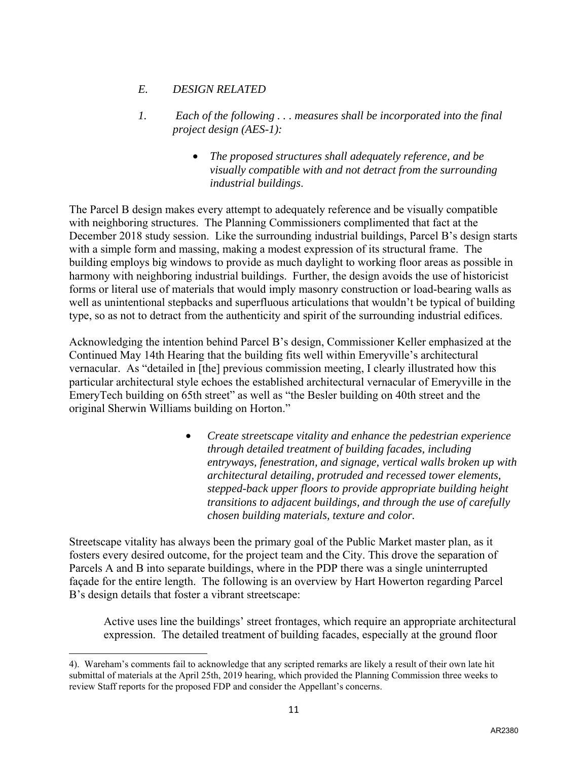*E. DESIGN RELATED*

*1. Each of the following . . . measures shall be incorporated into the final project design (AES-1):*

- *The proposed structures shall adequately reference, and be visually compatible with and not detract from the surrounding industrial buildings*.

The Parcel B design makes every attempt to adequately reference and be visually compatible with neighboring structures. The Planning Commissioners complimented that fact at the December 2018 study session. Like the surrounding industrial buildings, Parcel B's design starts with a simple form and massing, making a modest expression of its structural frame. The building employs big windows to provide as much daylight to working floor areas as possible in harmony with neighboring industrial buildings. Further, the design avoids the use of historicist forms or literal use of materials that would imply masonry construction or load-bearing walls as well as unintentional stepbacks and superfluous articulations that wouldn't be typical of building type, so as not to detract from the authenticity and spirit of the surrounding industrial edifices.

Acknowledging the intention behind Parcel B's design, Commissioner Keller emphasized at the Continued May 14th Hearing that the building fits well within Emeryville's architectural vernacular. As "detailed in [the] previous commission meeting, I clearly illustrated how this particular architectural style echoes the established architectural vernacular of Emeryville in the EmeryTech building on 65th street" as well as "the Besler building on 40th street and the original Sherwin Williams building on Horton."

- *Create streetscape vitality and enhance the pedestrian experience through detailed treatment of building facades, including entryways, fenestration, and signage, vertical walls broken up with architectural detailing, protruded and recessed tower elements, stepped-back upper floors to provide appropriate building height transitions to adjacent buildings, and through the use of carefully chosen building materials, texture and color.*

Streetscape vitality has always been the primary goal of the Public Market master plan, as it fosters every desired outcome, for the project team and the City. This drove the separation of Parcels A and B into separate buildings, where in the PDP there was a single uninterrupted façade for the entire length. The following is an overview by Hart Howerton regarding Parcel B's design details that foster a vibrant streetscape:

> Active uses line the buildings' street frontages, which require an appropriate architectural expression. The detailed treatment of building facades, especially at the ground floor

4). Wareham's comments fail to acknowledge that any scripted remarks are likely a result of their own late hit submittal of materials at the April 25th, 2019 hearing, which provided the Planning Commission three weeks to review Staff reports for the proposed FDP and consider the Appellant's concerns.

AR2380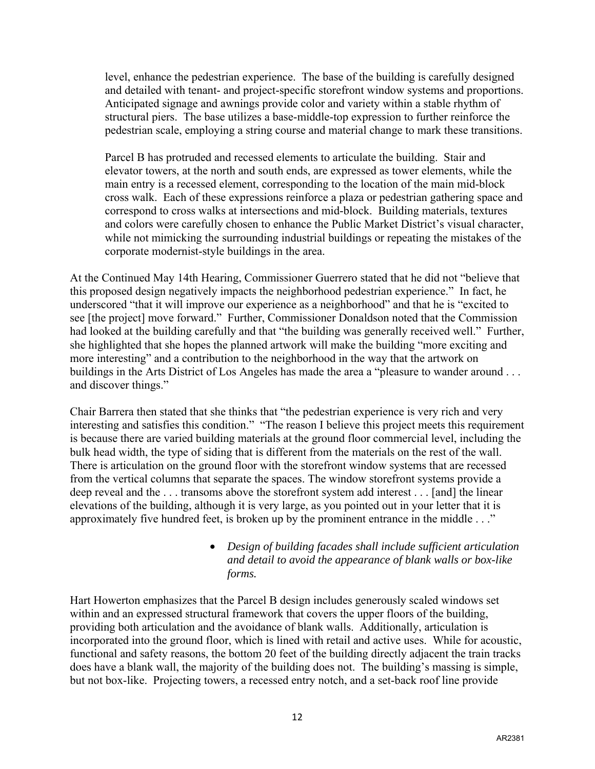> level, enhance the pedestrian experience. The base of the building is carefully designed and detailed with tenant- and project-specific storefront window systems and proportions. Anticipated signage and awnings provide color and variety within a stable rhythm of structural piers. The base utilizes a base-middle-top expression to further reinforce the pedestrian scale, employing a string course and material change to mark these transitions.
>
> Parcel B has protruded and recessed elements to articulate the building. Stair and elevator towers, at the north and south ends, are expressed as tower elements, while the main entry is a recessed element, corresponding to the location of the main mid-block cross walk. Each of these expressions reinforce a plaza or pedestrian gathering space and correspond to cross walks at intersections and mid-block. Building materials, textures and colors were carefully chosen to enhance the Public Market District's visual character, while not mimicking the surrounding industrial buildings or repeating the mistakes of the corporate modernist-style buildings in the area.

At the Continued May 14th Hearing, Commissioner Guerrero stated that he did not "believe that this proposed design negatively impacts the neighborhood pedestrian experience." In fact, he underscored "that it will improve our experience as a neighborhood" and that he is "excited to see [the project] move forward." Further, Commissioner Donaldson noted that the Commission had looked at the building carefully and that "the building was generally received well." Further, she highlighted that she hopes the planned artwork will make the building "more exciting and more interesting" and a contribution to the neighborhood in the way that the artwork on buildings in the Arts District of Los Angeles has made the area a "pleasure to wander around . . . and discover things."

Chair Barrera then stated that she thinks that "the pedestrian experience is very rich and very interesting and satisfies this condition." "The reason I believe this project meets this requirement is because there are varied building materials at the ground floor commercial level, including the bulk head width, the type of siding that is different from the materials on the rest of the wall. There is articulation on the ground floor with the storefront window systems that are recessed from the vertical columns that separate the spaces. The window storefront systems provide a deep reveal and the . . . transoms above the storefront system add interest . . . [and] the linear elevations of the building, although it is very large, as you pointed out in your letter that it is approximately five hundred feet, is broken up by the prominent entrance in the middle . . ."

- *Design of building facades shall include sufficient articulation and detail to avoid the appearance of blank walls or box-like forms.*

Hart Howerton emphasizes that the Parcel B design includes generously scaled windows set within and an expressed structural framework that covers the upper floors of the building, providing both articulation and the avoidance of blank walls. Additionally, articulation is incorporated into the ground floor, which is lined with retail and active uses. While for acoustic, functional and safety reasons, the bottom 20 feet of the building directly adjacent the train tracks does have a blank wall, the majority of the building does not. The building's massing is simple, but not box-like. Projecting towers, a recessed entry notch, and a set-back roof line provide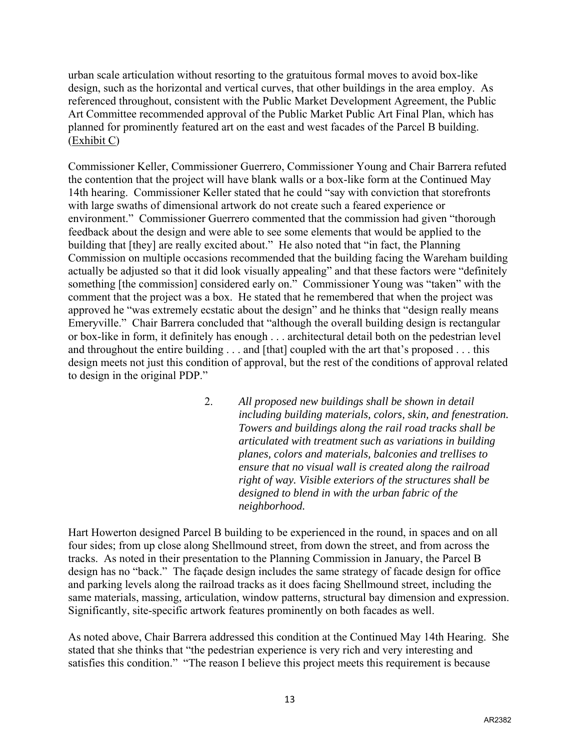urban scale articulation without resorting to the gratuitous formal moves to avoid box-like design, such as the horizontal and vertical curves, that other buildings in the area employ. As referenced throughout, consistent with the Public Market Development Agreement, the Public Art Committee recommended approval of the Public Market Public Art Final Plan, which has planned for prominently featured art on the east and west facades of the Parcel B building. (Exhibit C)

Commissioner Keller, Commissioner Guerrero, Commissioner Young and Chair Barrera refuted the contention that the project will have blank walls or a box-like form at the Continued May 14th hearing. Commissioner Keller stated that he could "say with conviction that storefronts with large swaths of dimensional artwork do not create such a feared experience or environment." Commissioner Guerrero commented that the commission had given "thorough feedback about the design and were able to see some elements that would be applied to the building that [they] are really excited about." He also noted that "in fact, the Planning Commission on multiple occasions recommended that the building facing the Wareham building actually be adjusted so that it did look visually appealing" and that these factors were "definitely something [the commission] considered early on." Commissioner Young was "taken" with the comment that the project was a box. He stated that he remembered that when the project was approved he "was extremely ecstatic about the design" and he thinks that "design really means Emeryville." Chair Barrera concluded that "although the overall building design is rectangular or box-like in form, it definitely has enough . . . architectural detail both on the pedestrian level and throughout the entire building . . . and [that] coupled with the art that's proposed . . . this design meets not just this condition of approval, but the rest of the conditions of approval related to design in the original PDP."

> 2. *All proposed new buildings shall be shown in detail including building materials, colors, skin, and fenestration. Towers and buildings along the rail road tracks shall be articulated with treatment such as variations in building planes, colors and materials, balconies and trellises to ensure that no visual wall is created along the railroad right of way. Visible exteriors of the structures shall be designed to blend in with the urban fabric of the neighborhood.*

Hart Howerton designed Parcel B building to be experienced in the round, in spaces and on all four sides; from up close along Shellmound street, from down the street, and from across the tracks. As noted in their presentation to the Planning Commission in January, the Parcel B design has no "back." The façade design includes the same strategy of facade design for office and parking levels along the railroad tracks as it does facing Shellmound street, including the same materials, massing, articulation, window patterns, structural bay dimension and expression. Significantly, site-specific artwork features prominently on both facades as well.

As noted above, Chair Barrera addressed this condition at the Continued May 14th Hearing. She stated that she thinks that "the pedestrian experience is very rich and very interesting and satisfies this condition." "The reason I believe this project meets this requirement is because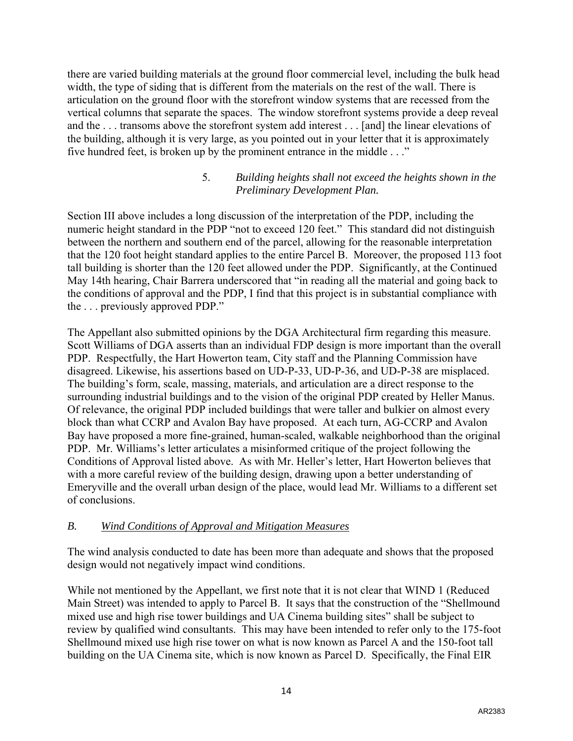there are varied building materials at the ground floor commercial level, including the bulk head width, the type of siding that is different from the materials on the rest of the wall. There is articulation on the ground floor with the storefront window systems that are recessed from the vertical columns that separate the spaces. The window storefront systems provide a deep reveal and the . . . transoms above the storefront system add interest . . . [and] the linear elevations of the building, although it is very large, as you pointed out in your letter that it is approximately five hundred feet, is broken up by the prominent entrance in the middle . . ."

5. *Building heights shall not exceed the heights shown in the Preliminary Development Plan.*

Section III above includes a long discussion of the interpretation of the PDP, including the numeric height standard in the PDP "not to exceed 120 feet." This standard did not distinguish between the northern and southern end of the parcel, allowing for the reasonable interpretation that the 120 foot height standard applies to the entire Parcel B. Moreover, the proposed 113 foot tall building is shorter than the 120 feet allowed under the PDP. Significantly, at the Continued May 14th hearing, Chair Barrera underscored that "in reading all the material and going back to the conditions of approval and the PDP, I find that this project is in substantial compliance with the . . . previously approved PDP."

The Appellant also submitted opinions by the DGA Architectural firm regarding this measure. Scott Williams of DGA asserts than an individual FDP design is more important than the overall PDP. Respectfully, the Hart Howerton team, City staff and the Planning Commission have disagreed. Likewise, his assertions based on UD-P-33, UD-P-36, and UD-P-38 are misplaced. The building's form, scale, massing, materials, and articulation are a direct response to the surrounding industrial buildings and to the vision of the original PDP created by Heller Manus. Of relevance, the original PDP included buildings that were taller and bulkier on almost every block than what CCRP and Avalon Bay have proposed. At each turn, AG-CCRP and Avalon Bay have proposed a more fine-grained, human-scaled, walkable neighborhood than the original PDP. Mr. Williams's letter articulates a misinformed critique of the project following the Conditions of Approval listed above. As with Mr. Heller's letter, Hart Howerton believes that with a more careful review of the building design, drawing upon a better understanding of Emeryville and the overall urban design of the place, would lead Mr. Williams to a different set of conclusions.

*B.* *Wind Conditions of Approval and Mitigation Measures*

The wind analysis conducted to date has been more than adequate and shows that the proposed design would not negatively impact wind conditions.

While not mentioned by the Appellant, we first note that it is not clear that WIND 1 (Reduced Main Street) was intended to apply to Parcel B. It says that the construction of the "Shellmound mixed use and high rise tower buildings and UA Cinema building sites" shall be subject to review by qualified wind consultants. This may have been intended to refer only to the 175-foot Shellmound mixed use high rise tower on what is now known as Parcel A and the 150-foot tall building on the UA Cinema site, which is now known as Parcel D. Specifically, the Final EIR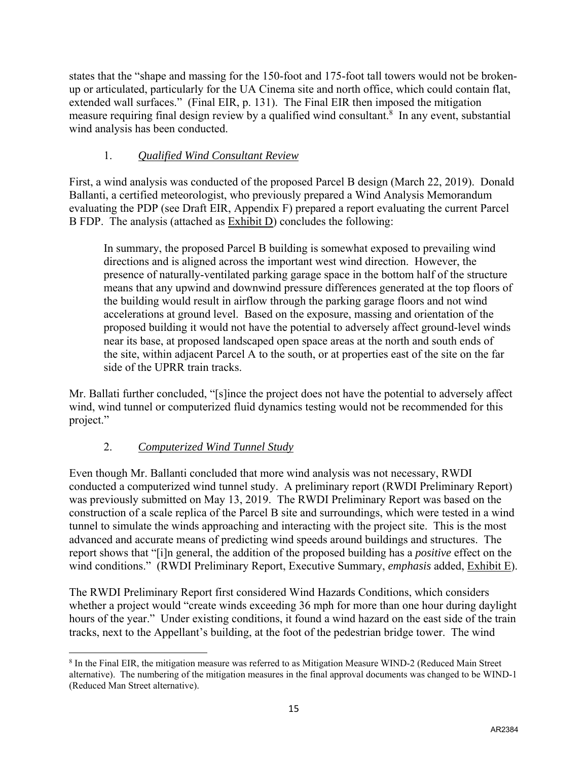states that the "shape and massing for the 150-foot and 175-foot tall towers would not be broken-up or articulated, particularly for the UA Cinema site and north office, which could contain flat, extended wall surfaces." (Final EIR, p. 131). The Final EIR then imposed the mitigation measure requiring final design review by a qualified wind consultant.[8] In any event, substantial wind analysis has been conducted.

1. *Qualified Wind Consultant Review*

First, a wind analysis was conducted of the proposed Parcel B design (March 22, 2019). Donald Ballanti, a certified meteorologist, who previously prepared a Wind Analysis Memorandum evaluating the PDP (see Draft EIR, Appendix F) prepared a report evaluating the current Parcel B FDP. The analysis (attached as Exhibit D) concludes the following:

> In summary, the proposed Parcel B building is somewhat exposed to prevailing wind directions and is aligned across the important west wind direction. However, the presence of naturally-ventilated parking garage space in the bottom half of the structure means that any upwind and downwind pressure differences generated at the top floors of the building would result in airflow through the parking garage floors and not wind accelerations at ground level. Based on the exposure, massing and orientation of the proposed building it would not have the potential to adversely affect ground-level winds near its base, at proposed landscaped open space areas at the north and south ends of the site, within adjacent Parcel A to the south, or at properties east of the site on the far side of the UPRR train tracks.

Mr. Ballati further concluded, "[s]ince the project does not have the potential to adversely affect wind, wind tunnel or computerized fluid dynamics testing would not be recommended for this project."

2. *Computerized Wind Tunnel Study*

Even though Mr. Ballanti concluded that more wind analysis was not necessary, RWDI conducted a computerized wind tunnel study. A preliminary report (RWDI Preliminary Report) was previously submitted on May 13, 2019. The RWDI Preliminary Report was based on the construction of a scale replica of the Parcel B site and surroundings, which were tested in a wind tunnel to simulate the winds approaching and interacting with the project site. This is the most advanced and accurate means of predicting wind speeds around buildings and structures. The report shows that "[i]n general, the addition of the proposed building has a *positive* effect on the wind conditions." (RWDI Preliminary Report, Executive Summary, *emphasis* added, Exhibit E).

The RWDI Preliminary Report first considered Wind Hazards Conditions, which considers whether a project would "create winds exceeding 36 mph for more than one hour during daylight hours of the year." Under existing conditions, it found a wind hazard on the east side of the train tracks, next to the Appellant's building, at the foot of the pedestrian bridge tower. The wind

---

[8] In the Final EIR, the mitigation measure was referred to as Mitigation Measure WIND-2 (Reduced Main Street alternative). The numbering of the mitigation measures in the final approval documents was changed to be WIND-1 (Reduced Man Street alternative).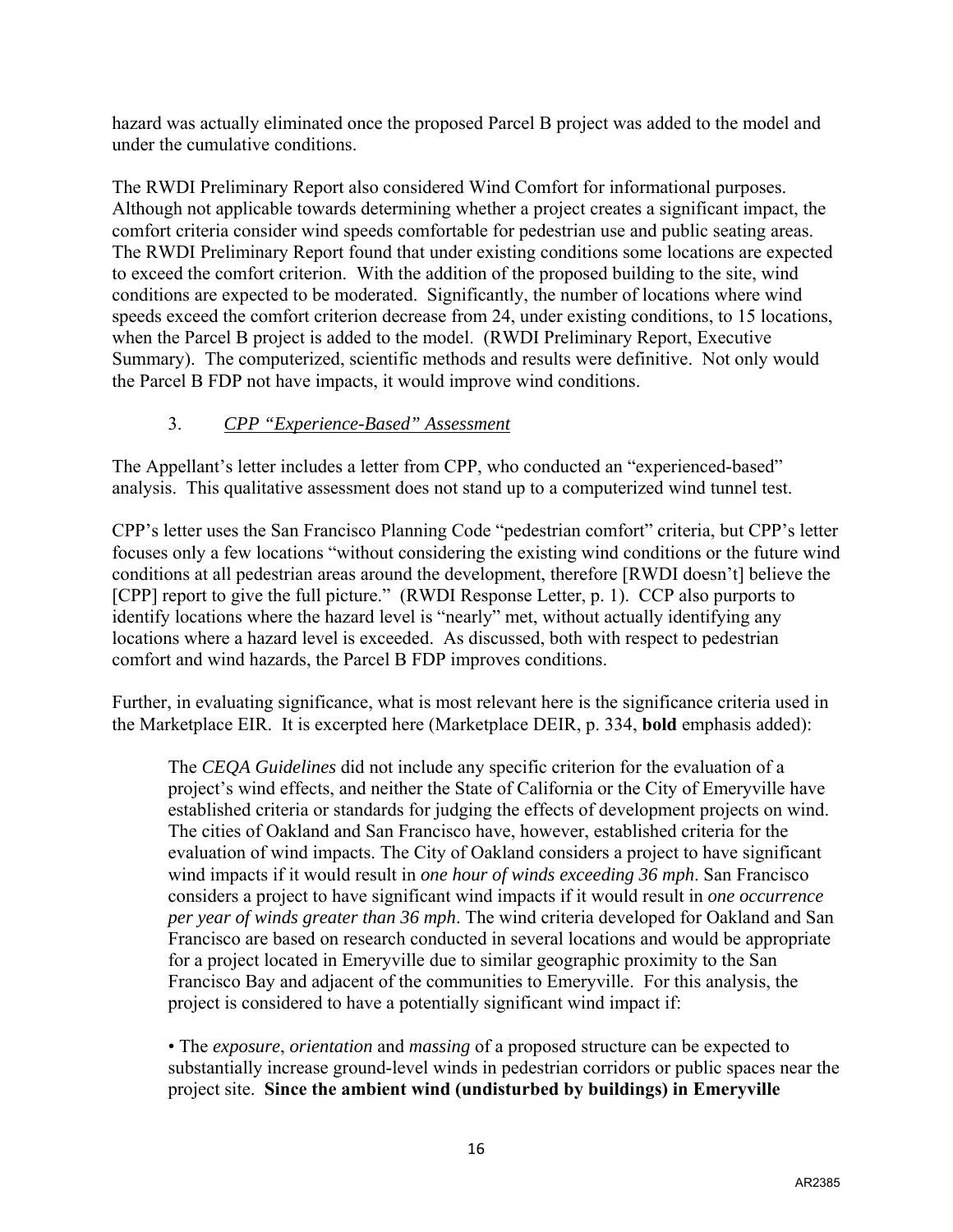hazard was actually eliminated once the proposed Parcel B project was added to the model and under the cumulative conditions.

The RWDI Preliminary Report also considered Wind Comfort for informational purposes. Although not applicable towards determining whether a project creates a significant impact, the comfort criteria consider wind speeds comfortable for pedestrian use and public seating areas. The RWDI Preliminary Report found that under existing conditions some locations are expected to exceed the comfort criterion. With the addition of the proposed building to the site, wind conditions are expected to be moderated. Significantly, the number of locations where wind speeds exceed the comfort criterion decrease from 24, under existing conditions, to 15 locations, when the Parcel B project is added to the model. (RWDI Preliminary Report, Executive Summary). The computerized, scientific methods and results were definitive. Not only would the Parcel B FDP not have impacts, it would improve wind conditions.

3. *CPP "Experience-Based" Assessment*

The Appellant's letter includes a letter from CPP, who conducted an "experienced-based" analysis. This qualitative assessment does not stand up to a computerized wind tunnel test.

CPP's letter uses the San Francisco Planning Code "pedestrian comfort" criteria, but CPP's letter focuses only a few locations "without considering the existing wind conditions or the future wind conditions at all pedestrian areas around the development, therefore [RWDI doesn't] believe the [CPP] report to give the full picture." (RWDI Response Letter, p. 1). CCP also purports to identify locations where the hazard level is "nearly" met, without actually identifying any locations where a hazard level is exceeded. As discussed, both with respect to pedestrian comfort and wind hazards, the Parcel B FDP improves conditions.

Further, in evaluating significance, what is most relevant here is the significance criteria used in the Marketplace EIR. It is excerpted here (Marketplace DEIR, p. 334, **bold** emphasis added):

> The *CEQA Guidelines* did not include any specific criterion for the evaluation of a project's wind effects, and neither the State of California or the City of Emeryville have established criteria or standards for judging the effects of development projects on wind. The cities of Oakland and San Francisco have, however, established criteria for the evaluation of wind impacts. The City of Oakland considers a project to have significant wind impacts if it would result in *one hour of winds exceeding 36 mph*. San Francisco considers a project to have significant wind impacts if it would result in *one occurrence per year of winds greater than 36 mph*. The wind criteria developed for Oakland and San Francisco are based on research conducted in several locations and would be appropriate for a project located in Emeryville due to similar geographic proximity to the San Francisco Bay and adjacent of the communities to Emeryville. For this analysis, the project is considered to have a potentially significant wind impact if:
>
> • The *exposure*, *orientation* and *massing* of a proposed structure can be expected to substantially increase ground-level winds in pedestrian corridors or public spaces near the project site. **Since the ambient wind (undisturbed by buildings) in Emeryville**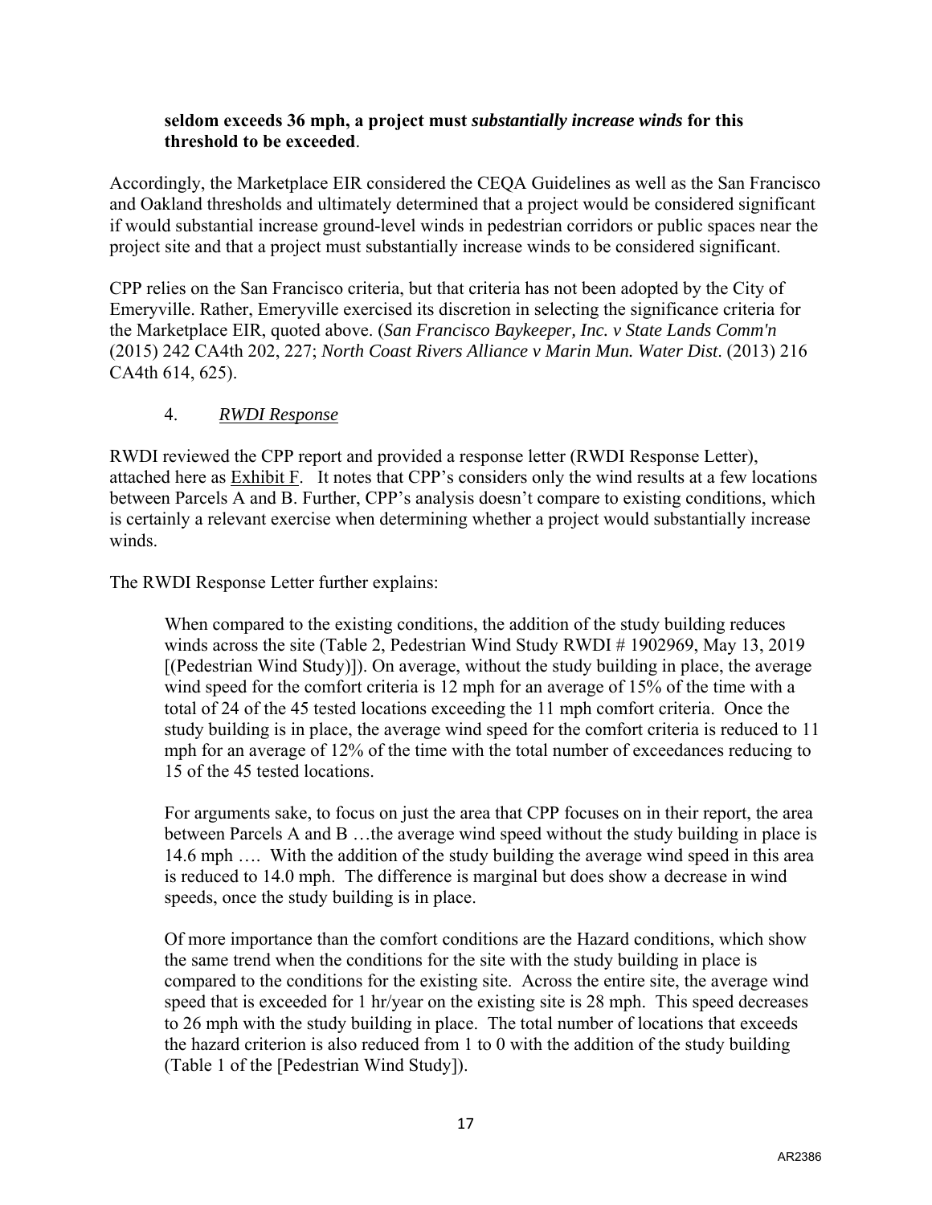**seldom exceeds 36 mph, a project must *substantially increase winds* for this threshold to be exceeded**.

Accordingly, the Marketplace EIR considered the CEQA Guidelines as well as the San Francisco and Oakland thresholds and ultimately determined that a project would be considered significant if would substantial increase ground-level winds in pedestrian corridors or public spaces near the project site and that a project must substantially increase winds to be considered significant.

CPP relies on the San Francisco criteria, but that criteria has not been adopted by the City of Emeryville. Rather, Emeryville exercised its discretion in selecting the significance criteria for the Marketplace EIR, quoted above. (*San Francisco Baykeeper, Inc. v State Lands Comm'n* (2015) 242 CA4th 202, 227; *North Coast Rivers Alliance v Marin Mun. Water Dist*. (2013) 216 CA4th 614, 625).

4. *RWDI Response*

RWDI reviewed the CPP report and provided a response letter (RWDI Response Letter), attached here as Exhibit F. It notes that CPP's considers only the wind results at a few locations between Parcels A and B. Further, CPP's analysis doesn't compare to existing conditions, which is certainly a relevant exercise when determining whether a project would substantially increase winds.

The RWDI Response Letter further explains:

> When compared to the existing conditions, the addition of the study building reduces winds across the site (Table 2, Pedestrian Wind Study RWDI # 1902969, May 13, 2019 [(Pedestrian Wind Study)]). On average, without the study building in place, the average wind speed for the comfort criteria is 12 mph for an average of 15% of the time with a total of 24 of the 45 tested locations exceeding the 11 mph comfort criteria. Once the study building is in place, the average wind speed for the comfort criteria is reduced to 11 mph for an average of 12% of the time with the total number of exceedances reducing to 15 of the 45 tested locations.
>
> For arguments sake, to focus on just the area that CPP focuses on in their report, the area between Parcels A and B …the average wind speed without the study building in place is 14.6 mph …. With the addition of the study building the average wind speed in this area is reduced to 14.0 mph. The difference is marginal but does show a decrease in wind speeds, once the study building is in place.
>
> Of more importance than the comfort conditions are the Hazard conditions, which show the same trend when the conditions for the site with the study building in place is compared to the conditions for the existing site. Across the entire site, the average wind speed that is exceeded for 1 hr/year on the existing site is 28 mph. This speed decreases to 26 mph with the study building in place. The total number of locations that exceeds the hazard criterion is also reduced from 1 to 0 with the addition of the study building (Table 1 of the [Pedestrian Wind Study]).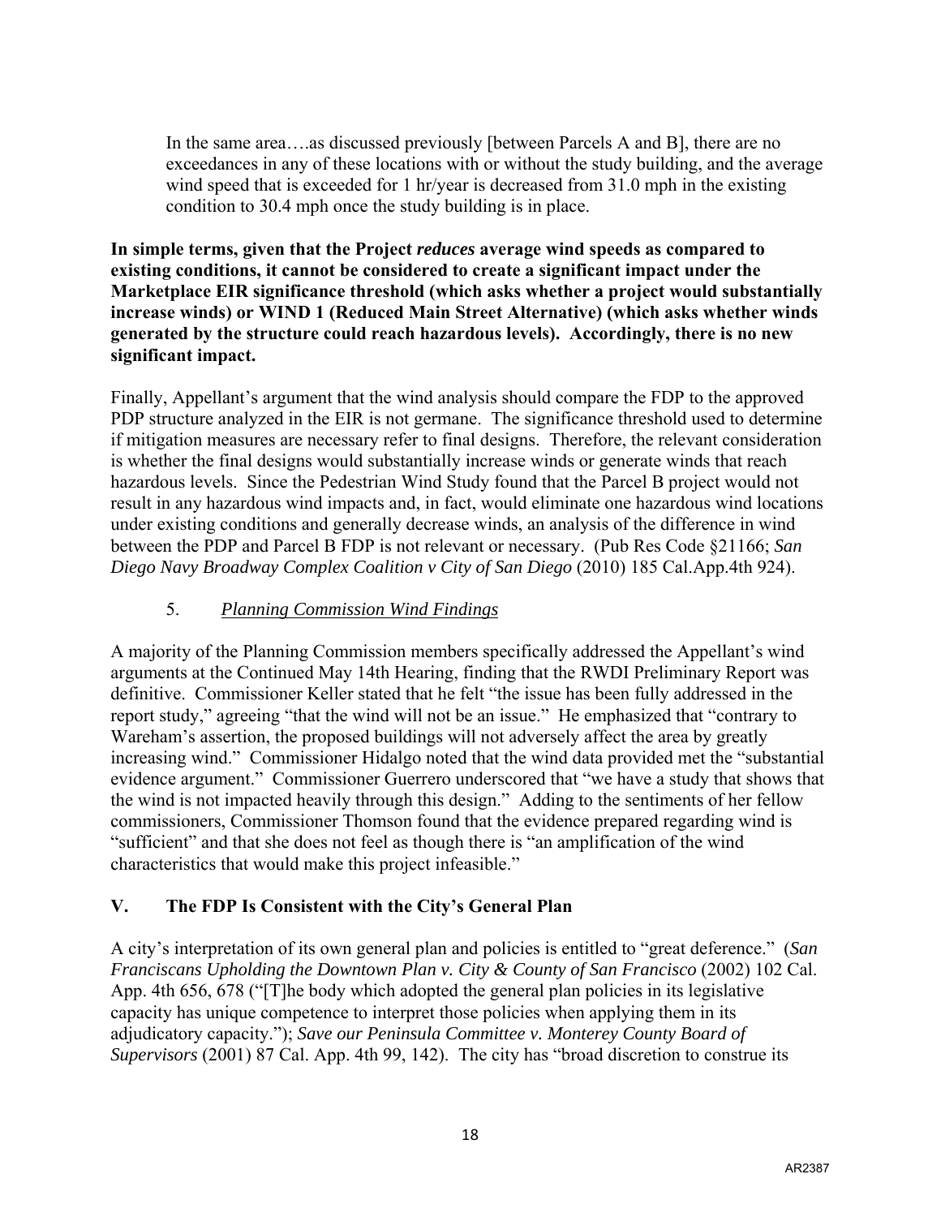> In the same area….as discussed previously [between Parcels A and B], there are no exceedances in any of these locations with or without the study building, and the average wind speed that is exceeded for 1 hr/year is decreased from 31.0 mph in the existing condition to 30.4 mph once the study building is in place.

**In simple terms, given that the Project *reduces* average wind speeds as compared to existing conditions, it cannot be considered to create a significant impact under the Marketplace EIR significance threshold (which asks whether a project would substantially increase winds) or WIND 1 (Reduced Main Street Alternative) (which asks whether winds generated by the structure could reach hazardous levels). Accordingly, there is no new significant impact.**

Finally, Appellant's argument that the wind analysis should compare the FDP to the approved PDP structure analyzed in the EIR is not germane. The significance threshold used to determine if mitigation measures are necessary refer to final designs. Therefore, the relevant consideration is whether the final designs would substantially increase winds or generate winds that reach hazardous levels. Since the Pedestrian Wind Study found that the Parcel B project would not result in any hazardous wind impacts and, in fact, would eliminate one hazardous wind locations under existing conditions and generally decrease winds, an analysis of the difference in wind between the PDP and Parcel B FDP is not relevant or necessary. (Pub Res Code §21166; *San Diego Navy Broadway Complex Coalition v City of San Diego* (2010) 185 Cal.App.4th 924).

### 5. *Planning Commission Wind Findings*

A majority of the Planning Commission members specifically addressed the Appellant's wind arguments at the Continued May 14th Hearing, finding that the RWDI Preliminary Report was definitive. Commissioner Keller stated that he felt "the issue has been fully addressed in the report study," agreeing "that the wind will not be an issue." He emphasized that "contrary to Wareham's assertion, the proposed buildings will not adversely affect the area by greatly increasing wind." Commissioner Hidalgo noted that the wind data provided met the "substantial evidence argument." Commissioner Guerrero underscored that "we have a study that shows that the wind is not impacted heavily through this design." Adding to the sentiments of her fellow commissioners, Commissioner Thomson found that the evidence prepared regarding wind is "sufficient" and that she does not feel as though there is "an amplification of the wind characteristics that would make this project infeasible."

## V. The FDP Is Consistent with the City's General Plan

A city's interpretation of its own general plan and policies is entitled to "great deference." (*San Franciscans Upholding the Downtown Plan v. City & County of San Francisco* (2002) 102 Cal. App. 4th 656, 678 ("[T]he body which adopted the general plan policies in its legislative capacity has unique competence to interpret those policies when applying them in its adjudicatory capacity."); *Save our Peninsula Committee v. Monterey County Board of Supervisors* (2001) 87 Cal. App. 4th 99, 142). The city has "broad discretion to construe its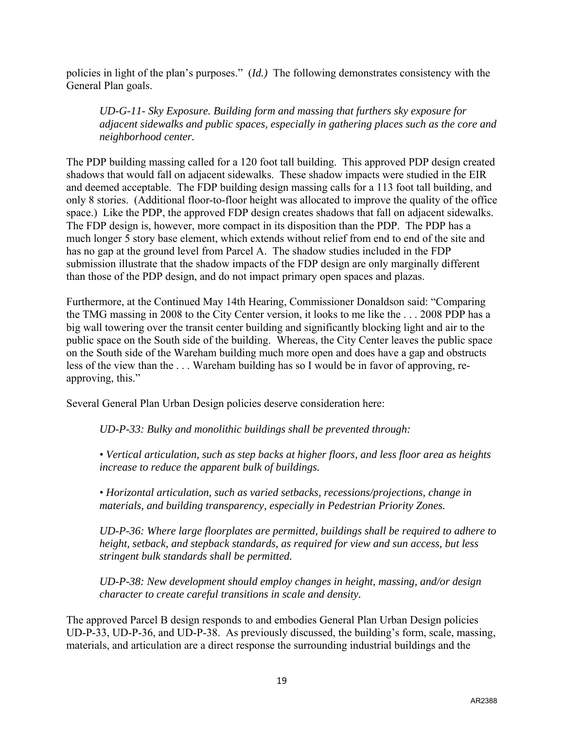policies in light of the plan's purposes." (*Id.)* The following demonstrates consistency with the General Plan goals.

> *UD-G-11- Sky Exposure. Building form and massing that furthers sky exposure for adjacent sidewalks and public spaces, especially in gathering places such as the core and neighborhood center.*

The PDP building massing called for a 120 foot tall building. This approved PDP design created shadows that would fall on adjacent sidewalks. These shadow impacts were studied in the EIR and deemed acceptable. The FDP building design massing calls for a 113 foot tall building, and only 8 stories. (Additional floor-to-floor height was allocated to improve the quality of the office space.) Like the PDP, the approved FDP design creates shadows that fall on adjacent sidewalks. The FDP design is, however, more compact in its disposition than the PDP. The PDP has a much longer 5 story base element, which extends without relief from end to end of the site and has no gap at the ground level from Parcel A. The shadow studies included in the FDP submission illustrate that the shadow impacts of the FDP design are only marginally different than those of the PDP design, and do not impact primary open spaces and plazas.

Furthermore, at the Continued May 14th Hearing, Commissioner Donaldson said: "Comparing the TMG massing in 2008 to the City Center version, it looks to me like the . . . 2008 PDP has a big wall towering over the transit center building and significantly blocking light and air to the public space on the South side of the building. Whereas, the City Center leaves the public space on the South side of the Wareham building much more open and does have a gap and obstructs less of the view than the . . . Wareham building has so I would be in favor of approving, re-approving, this."

Several General Plan Urban Design policies deserve consideration here:

> *UD-P-33: Bulky and monolithic buildings shall be prevented through:*
>
> *• Vertical articulation, such as step backs at higher floors, and less floor area as heights increase to reduce the apparent bulk of buildings.*
>
> *• Horizontal articulation, such as varied setbacks, recessions/projections, change in materials, and building transparency, especially in Pedestrian Priority Zones.*
>
> *UD-P-36: Where large floorplates are permitted, buildings shall be required to adhere to height, setback, and stepback standards, as required for view and sun access, but less stringent bulk standards shall be permitted.*
>
> *UD-P-38: New development should employ changes in height, massing, and/or design character to create careful transitions in scale and density.*

The approved Parcel B design responds to and embodies General Plan Urban Design policies UD-P-33, UD-P-36, and UD-P-38. As previously discussed, the building's form, scale, massing, materials, and articulation are a direct response the surrounding industrial buildings and the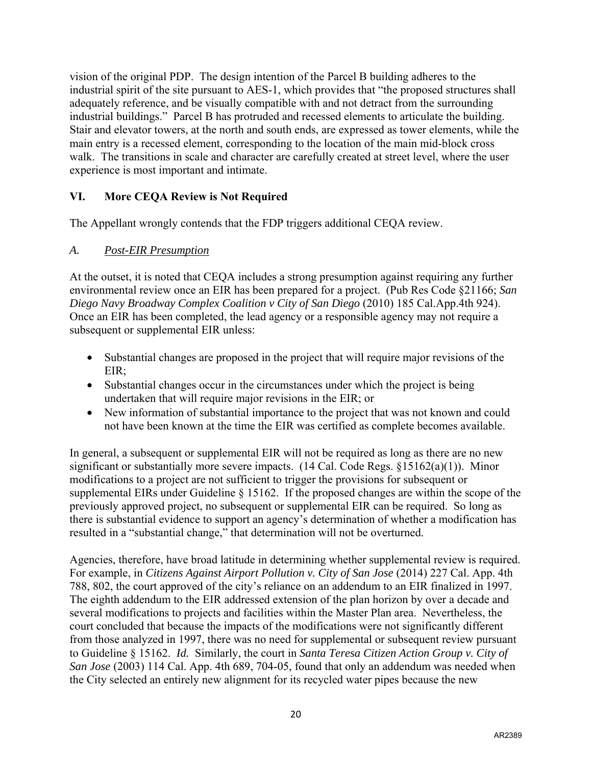vision of the original PDP. The design intention of the Parcel B building adheres to the industrial spirit of the site pursuant to AES-1, which provides that "the proposed structures shall adequately reference, and be visually compatible with and not detract from the surrounding industrial buildings." Parcel B has protruded and recessed elements to articulate the building. Stair and elevator towers, at the north and south ends, are expressed as tower elements, while the main entry is a recessed element, corresponding to the location of the main mid-block cross walk. The transitions in scale and character are carefully created at street level, where the user experience is most important and intimate.

## VI. More CEQA Review is Not Required

The Appellant wrongly contends that the FDP triggers additional CEQA review.

### *A. Post-EIR Presumption*

At the outset, it is noted that CEQA includes a strong presumption against requiring any further environmental review once an EIR has been prepared for a project. (Pub Res Code §21166; *San Diego Navy Broadway Complex Coalition v City of San Diego* (2010) 185 Cal.App.4th 924). Once an EIR has been completed, the lead agency or a responsible agency may not require a subsequent or supplemental EIR unless:

- Substantial changes are proposed in the project that will require major revisions of the EIR;
- Substantial changes occur in the circumstances under which the project is being undertaken that will require major revisions in the EIR; or
- New information of substantial importance to the project that was not known and could not have been known at the time the EIR was certified as complete becomes available.

In general, a subsequent or supplemental EIR will not be required as long as there are no new significant or substantially more severe impacts. (14 Cal. Code Regs. §15162(a)(1)). Minor modifications to a project are not sufficient to trigger the provisions for subsequent or supplemental EIRs under Guideline § 15162. If the proposed changes are within the scope of the previously approved project, no subsequent or supplemental EIR can be required. So long as there is substantial evidence to support an agency's determination of whether a modification has resulted in a "substantial change," that determination will not be overturned.

Agencies, therefore, have broad latitude in determining whether supplemental review is required. For example, in *Citizens Against Airport Pollution v. City of San Jose* (2014) 227 Cal. App. 4th 788, 802, the court approved of the city's reliance on an addendum to an EIR finalized in 1997. The eighth addendum to the EIR addressed extension of the plan horizon by over a decade and several modifications to projects and facilities within the Master Plan area. Nevertheless, the court concluded that because the impacts of the modifications were not significantly different from those analyzed in 1997, there was no need for supplemental or subsequent review pursuant to Guideline § 15162. *Id.* Similarly, the court in *Santa Teresa Citizen Action Group v. City of San Jose* (2003) 114 Cal. App. 4th 689, 704-05, found that only an addendum was needed when the City selected an entirely new alignment for its recycled water pipes because the new

AR2389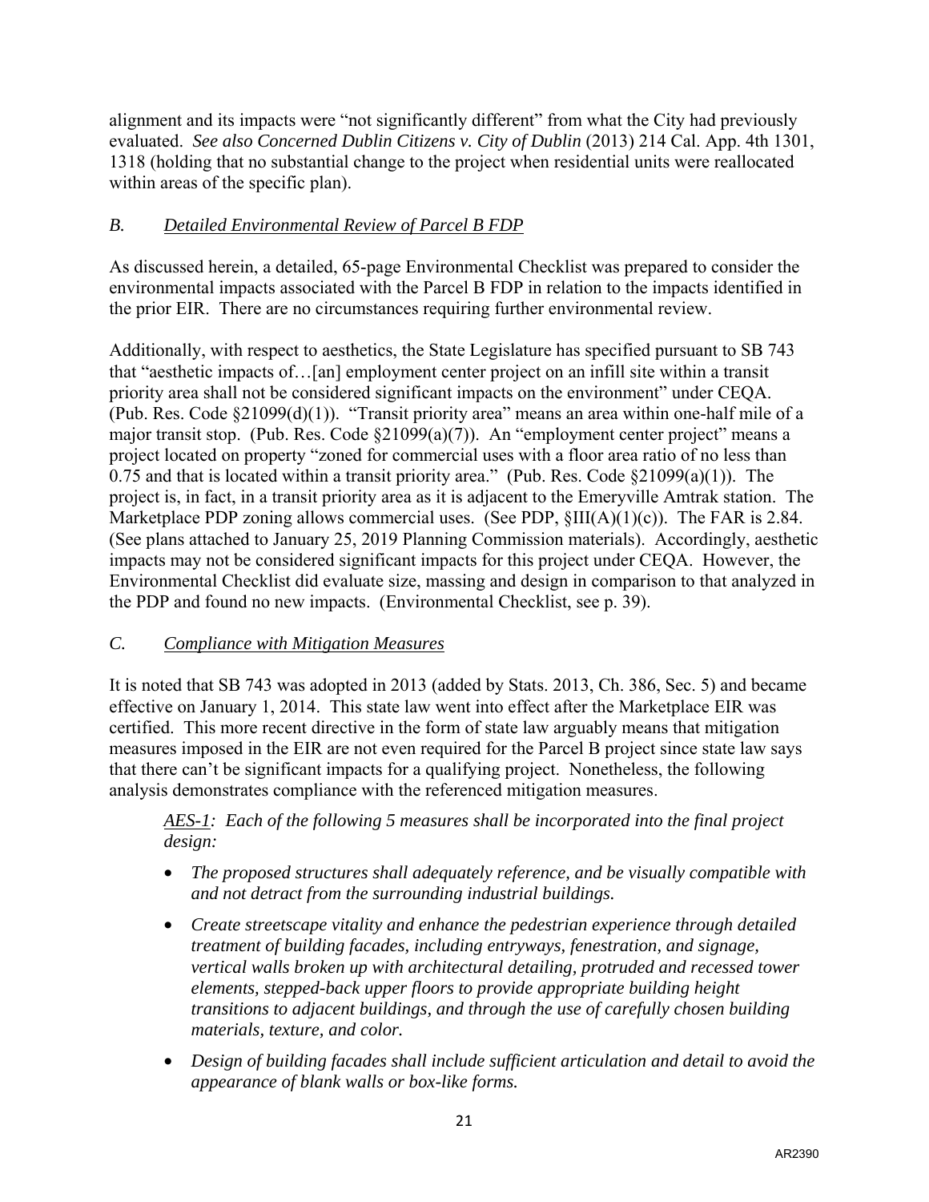alignment and its impacts were "not significantly different" from what the City had previously evaluated. *See also Concerned Dublin Citizens v. City of Dublin* (2013) 214 Cal. App. 4th 1301, 1318 (holding that no substantial change to the project when residential units were reallocated within areas of the specific plan).

### *B. Detailed Environmental Review of Parcel B FDP*

As discussed herein, a detailed, 65-page Environmental Checklist was prepared to consider the environmental impacts associated with the Parcel B FDP in relation to the impacts identified in the prior EIR. There are no circumstances requiring further environmental review.

Additionally, with respect to aesthetics, the State Legislature has specified pursuant to SB 743 that "aesthetic impacts of…[an] employment center project on an infill site within a transit priority area shall not be considered significant impacts on the environment" under CEQA. (Pub. Res. Code §21099(d)(1)). "Transit priority area" means an area within one-half mile of a major transit stop. (Pub. Res. Code §21099(a)(7)). An "employment center project" means a project located on property "zoned for commercial uses with a floor area ratio of no less than 0.75 and that is located within a transit priority area." (Pub. Res. Code §21099(a)(1)). The project is, in fact, in a transit priority area as it is adjacent to the Emeryville Amtrak station. The Marketplace PDP zoning allows commercial uses. (See PDP, §III(A)(1)(c)). The FAR is 2.84. (See plans attached to January 25, 2019 Planning Commission materials). Accordingly, aesthetic impacts may not be considered significant impacts for this project under CEQA. However, the Environmental Checklist did evaluate size, massing and design in comparison to that analyzed in the PDP and found no new impacts. (Environmental Checklist, see p. 39).

### *C. Compliance with Mitigation Measures*

It is noted that SB 743 was adopted in 2013 (added by Stats. 2013, Ch. 386, Sec. 5) and became effective on January 1, 2014. This state law went into effect after the Marketplace EIR was certified. This more recent directive in the form of state law arguably means that mitigation measures imposed in the EIR are not even required for the Parcel B project since state law says that there can't be significant impacts for a qualifying project. Nonetheless, the following analysis demonstrates compliance with the referenced mitigation measures.

> *AES-1: Each of the following 5 measures shall be incorporated into the final project design:*
>
> - *The proposed structures shall adequately reference, and be visually compatible with and not detract from the surrounding industrial buildings.*
> - *Create streetscape vitality and enhance the pedestrian experience through detailed treatment of building facades, including entryways, fenestration, and signage, vertical walls broken up with architectural detailing, protruded and recessed tower elements, stepped-back upper floors to provide appropriate building height transitions to adjacent buildings, and through the use of carefully chosen building materials, texture, and color.*
> - *Design of building facades shall include sufficient articulation and detail to avoid the appearance of blank walls or box-like forms.*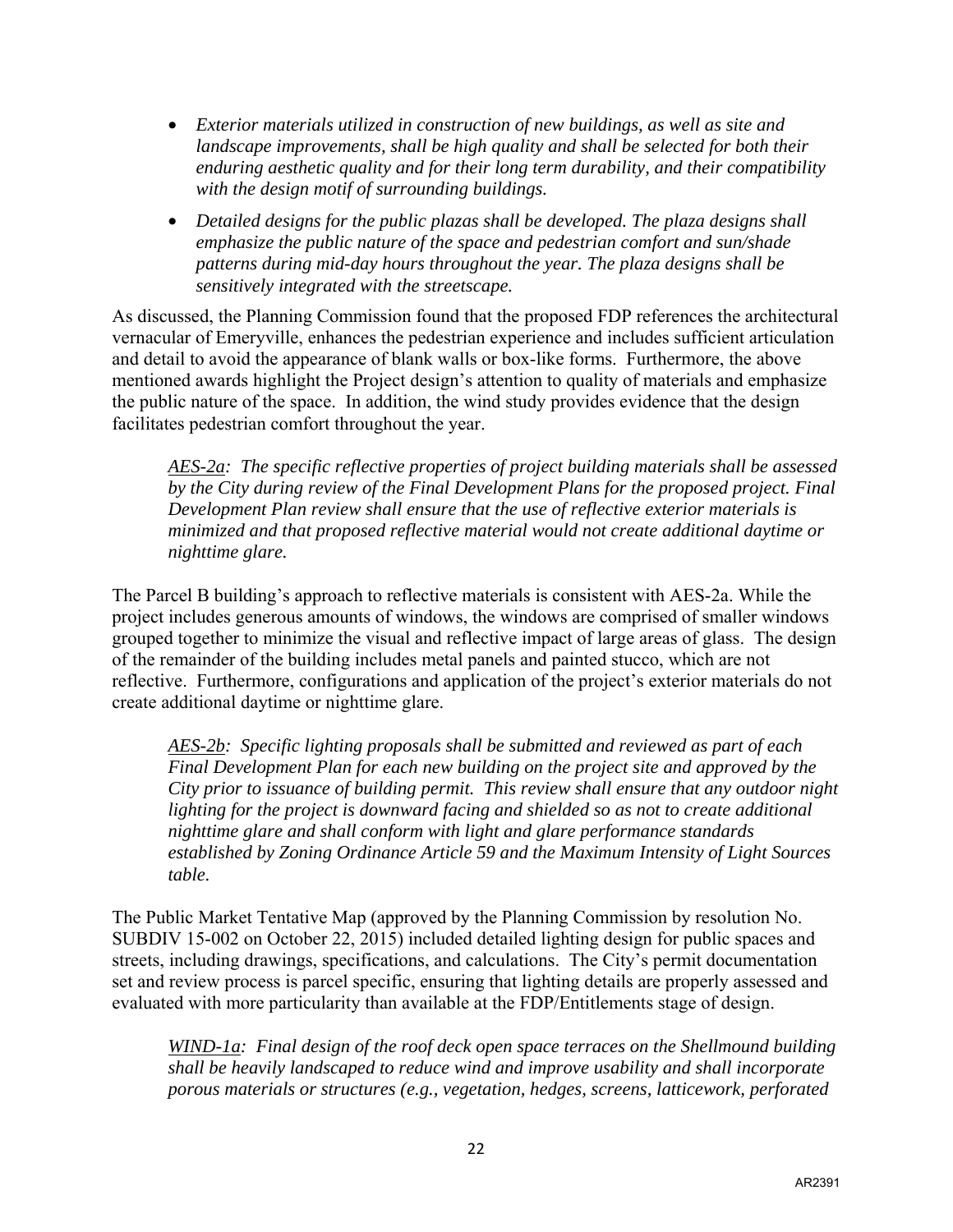- *Exterior materials utilized in construction of new buildings, as well as site and landscape improvements, shall be high quality and shall be selected for both their enduring aesthetic quality and for their long term durability, and their compatibility with the design motif of surrounding buildings.*
- *Detailed designs for the public plazas shall be developed. The plaza designs shall emphasize the public nature of the space and pedestrian comfort and sun/shade patterns during mid-day hours throughout the year. The plaza designs shall be sensitively integrated with the streetscape.*

As discussed, the Planning Commission found that the proposed FDP references the architectural vernacular of Emeryville, enhances the pedestrian experience and includes sufficient articulation and detail to avoid the appearance of blank walls or box-like forms. Furthermore, the above mentioned awards highlight the Project design's attention to quality of materials and emphasize the public nature of the space. In addition, the wind study provides evidence that the design facilitates pedestrian comfort throughout the year.

> *AES-2a: The specific reflective properties of project building materials shall be assessed by the City during review of the Final Development Plans for the proposed project. Final Development Plan review shall ensure that the use of reflective exterior materials is minimized and that proposed reflective material would not create additional daytime or nighttime glare.*

The Parcel B building's approach to reflective materials is consistent with AES-2a. While the project includes generous amounts of windows, the windows are comprised of smaller windows grouped together to minimize the visual and reflective impact of large areas of glass. The design of the remainder of the building includes metal panels and painted stucco, which are not reflective. Furthermore, configurations and application of the project's exterior materials do not create additional daytime or nighttime glare.

> *AES-2b: Specific lighting proposals shall be submitted and reviewed as part of each Final Development Plan for each new building on the project site and approved by the City prior to issuance of building permit. This review shall ensure that any outdoor night lighting for the project is downward facing and shielded so as not to create additional nighttime glare and shall conform with light and glare performance standards established by Zoning Ordinance Article 59 and the Maximum Intensity of Light Sources table.*

The Public Market Tentative Map (approved by the Planning Commission by resolution No. SUBDIV 15-002 on October 22, 2015) included detailed lighting design for public spaces and streets, including drawings, specifications, and calculations. The City's permit documentation set and review process is parcel specific, ensuring that lighting details are properly assessed and evaluated with more particularity than available at the FDP/Entitlements stage of design.

> *WIND-1a: Final design of the roof deck open space terraces on the Shellmound building shall be heavily landscaped to reduce wind and improve usability and shall incorporate porous materials or structures (e.g., vegetation, hedges, screens, latticework, perforated*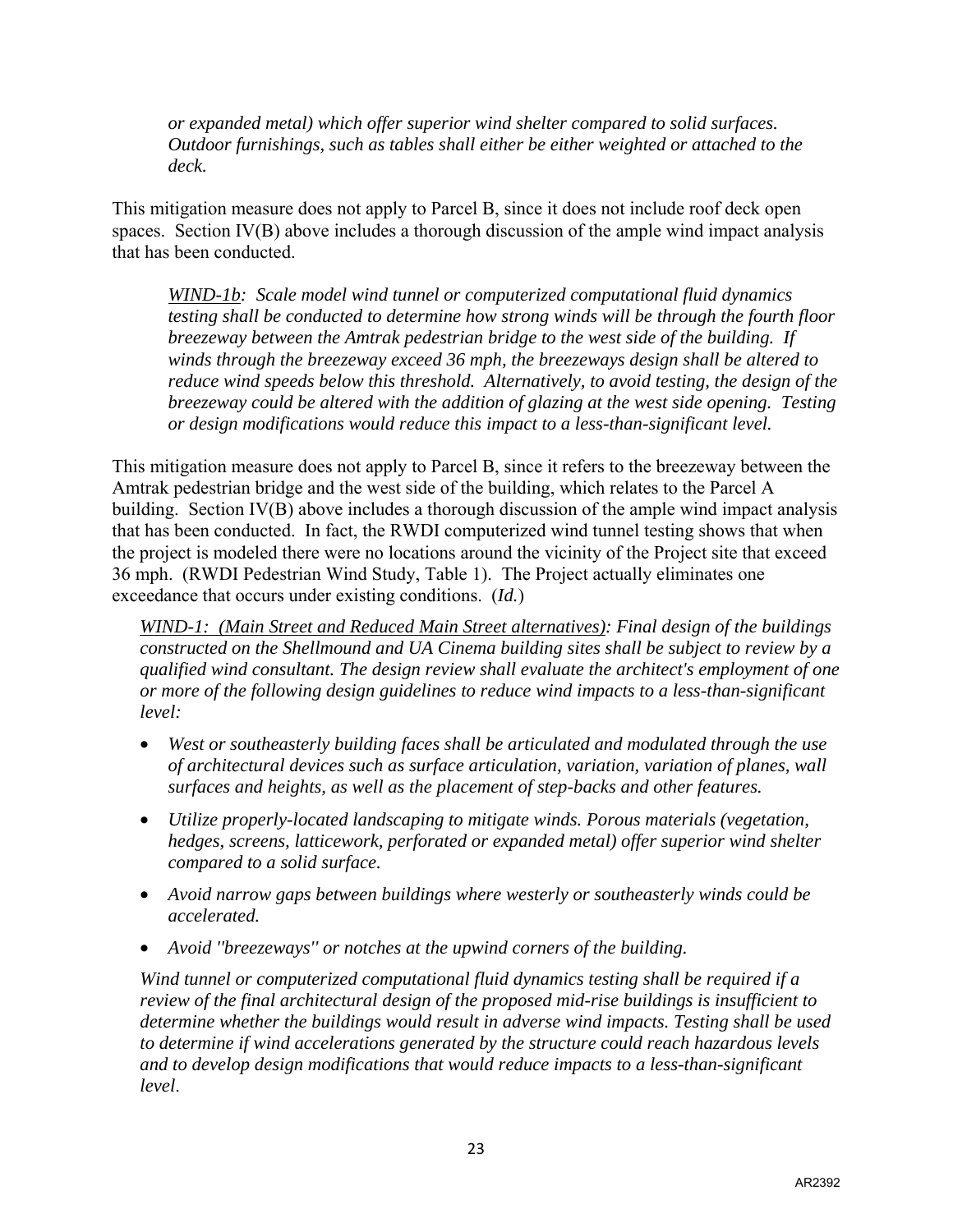*or expanded metal) which offer superior wind shelter compared to solid surfaces. Outdoor furnishings, such as tables shall either be either weighted or attached to the deck.*

This mitigation measure does not apply to Parcel B, since it does not include roof deck open spaces. Section IV(B) above includes a thorough discussion of the ample wind impact analysis that has been conducted.

> *<u>WIND-1b</u>: Scale model wind tunnel or computerized computational fluid dynamics testing shall be conducted to determine how strong winds will be through the fourth floor breezeway between the Amtrak pedestrian bridge to the west side of the building. If winds through the breezeway exceed 36 mph, the breezeways design shall be altered to reduce wind speeds below this threshold. Alternatively, to avoid testing, the design of the breezeway could be altered with the addition of glazing at the west side opening. Testing or design modifications would reduce this impact to a less-than-significant level.*

This mitigation measure does not apply to Parcel B, since it refers to the breezeway between the Amtrak pedestrian bridge and the west side of the building, which relates to the Parcel A building. Section IV(B) above includes a thorough discussion of the ample wind impact analysis that has been conducted. In fact, the RWDI computerized wind tunnel testing shows that when the project is modeled there were no locations around the vicinity of the Project site that exceed 36 mph. (RWDI Pedestrian Wind Study, Table 1). The Project actually eliminates one exceedance that occurs under existing conditions. (*Id.*)

> *<u>WIND-1: (Main Street and Reduced Main Street alternatives)</u>: Final design of the buildings constructed on the Shellmound and UA Cinema building sites shall be subject to review by a qualified wind consultant. The design review shall evaluate the architect's employment of one or more of the following design guidelines to reduce wind impacts to a less-than-significant level:*
>
> - *West or southeasterly building faces shall be articulated and modulated through the use of architectural devices such as surface articulation, variation, variation of planes, wall surfaces and heights, as well as the placement of step-backs and other features.*
> - *Utilize properly-located landscaping to mitigate winds. Porous materials (vegetation, hedges, screens, latticework, perforated or expanded metal) offer superior wind shelter compared to a solid surface.*
> - *Avoid narrow gaps between buildings where westerly or southeasterly winds could be accelerated.*
> - *Avoid "breezeways" or notches at the upwind corners of the building.*
>
> *Wind tunnel or computerized computational fluid dynamics testing shall be required if a review of the final architectural design of the proposed mid-rise buildings is insufficient to determine whether the buildings would result in adverse wind impacts. Testing shall be used to determine if wind accelerations generated by the structure could reach hazardous levels and to develop design modifications that would reduce impacts to a less-than-significant level.*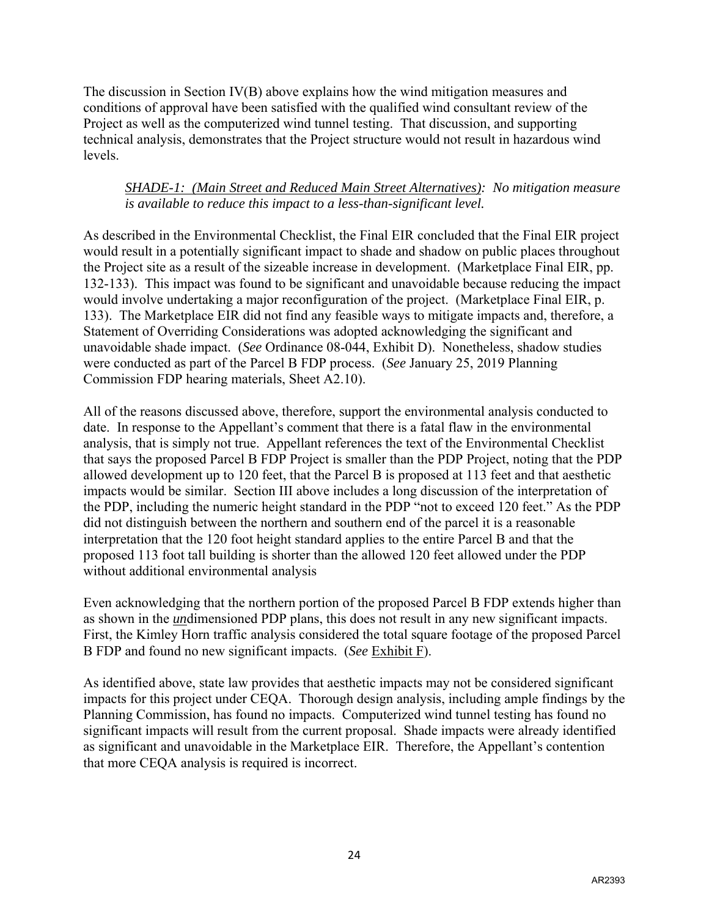The discussion in Section IV(B) above explains how the wind mitigation measures and conditions of approval have been satisfied with the qualified wind consultant review of the Project as well as the computerized wind tunnel testing. That discussion, and supporting technical analysis, demonstrates that the Project structure would not result in hazardous wind levels.

> *SHADE-1: (Main Street and Reduced Main Street Alternatives): No mitigation measure is available to reduce this impact to a less-than-significant level.*

As described in the Environmental Checklist, the Final EIR concluded that the Final EIR project would result in a potentially significant impact to shade and shadow on public places throughout the Project site as a result of the sizeable increase in development. (Marketplace Final EIR, pp. 132-133). This impact was found to be significant and unavoidable because reducing the impact would involve undertaking a major reconfiguration of the project. (Marketplace Final EIR, p. 133). The Marketplace EIR did not find any feasible ways to mitigate impacts and, therefore, a Statement of Overriding Considerations was adopted acknowledging the significant and unavoidable shade impact. (*See* Ordinance 08-044, Exhibit D). Nonetheless, shadow studies were conducted as part of the Parcel B FDP process. (*See* January 25, 2019 Planning Commission FDP hearing materials, Sheet A2.10).

All of the reasons discussed above, therefore, support the environmental analysis conducted to date. In response to the Appellant's comment that there is a fatal flaw in the environmental analysis, that is simply not true. Appellant references the text of the Environmental Checklist that says the proposed Parcel B FDP Project is smaller than the PDP Project, noting that the PDP allowed development up to 120 feet, that the Parcel B is proposed at 113 feet and that aesthetic impacts would be similar. Section III above includes a long discussion of the interpretation of the PDP, including the numeric height standard in the PDP "not to exceed 120 feet." As the PDP did not distinguish between the northern and southern end of the parcel it is a reasonable interpretation that the 120 foot height standard applies to the entire Parcel B and that the proposed 113 foot tall building is shorter than the allowed 120 feet allowed under the PDP without additional environmental analysis

Even acknowledging that the northern portion of the proposed Parcel B FDP extends higher than as shown in the ***un***dimensioned PDP plans, this does not result in any new significant impacts. First, the Kimley Horn traffic analysis considered the total square footage of the proposed Parcel B FDP and found no new significant impacts. (*See* Exhibit F).

As identified above, state law provides that aesthetic impacts may not be considered significant impacts for this project under CEQA. Thorough design analysis, including ample findings by the Planning Commission, has found no impacts. Computerized wind tunnel testing has found no significant impacts will result from the current proposal. Shade impacts were already identified as significant and unavoidable in the Marketplace EIR. Therefore, the Appellant's contention that more CEQA analysis is required is incorrect.

AR2393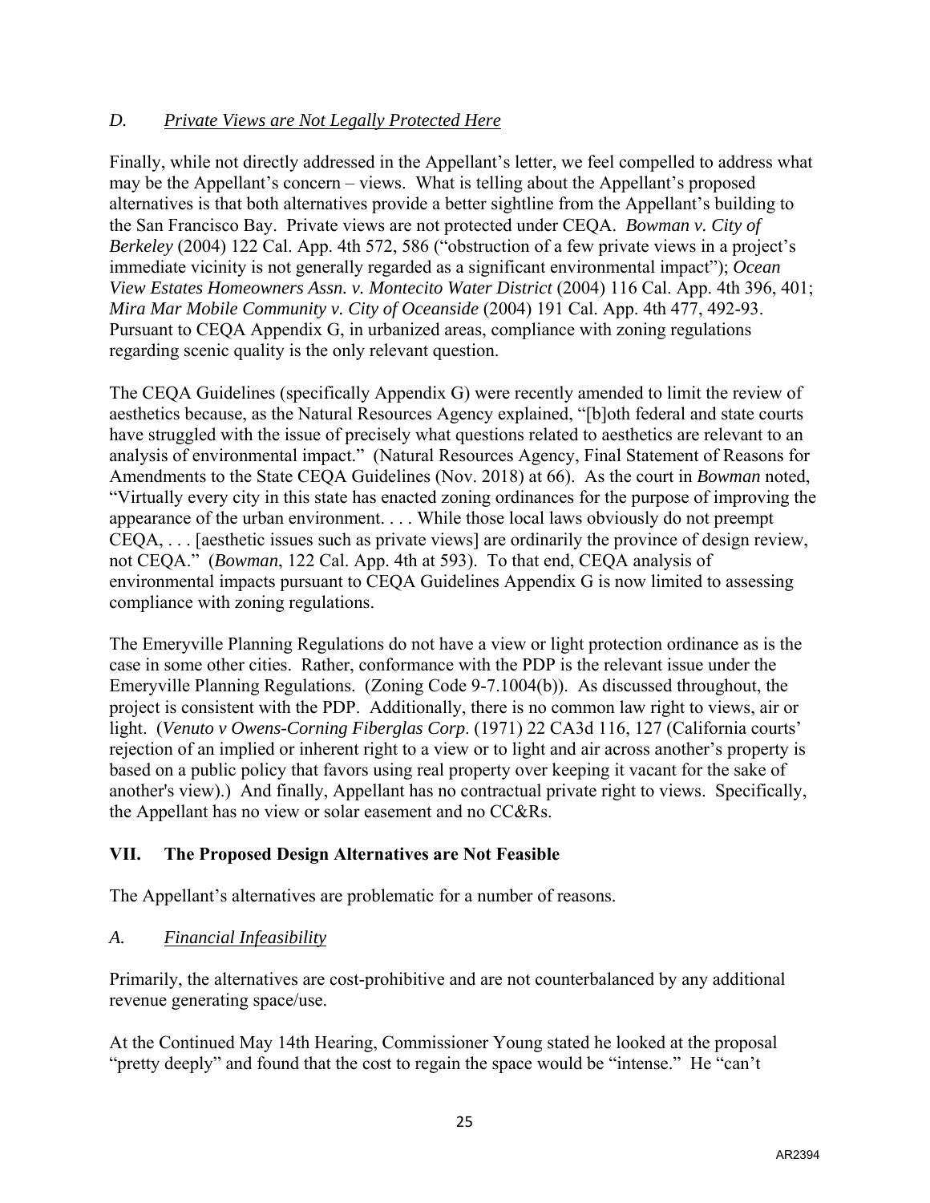## *D. Private Views are Not Legally Protected Here*

Finally, while not directly addressed in the Appellant's letter, we feel compelled to address what may be the Appellant's concern – views. What is telling about the Appellant's proposed alternatives is that both alternatives provide a better sightline from the Appellant's building to the San Francisco Bay. Private views are not protected under CEQA. *Bowman v. City of Berkeley* (2004) 122 Cal. App. 4th 572, 586 ("obstruction of a few private views in a project's immediate vicinity is not generally regarded as a significant environmental impact"); *Ocean View Estates Homeowners Assn. v. Montecito Water District* (2004) 116 Cal. App. 4th 396, 401; *Mira Mar Mobile Community v. City of Oceanside* (2004) 191 Cal. App. 4th 477, 492-93. Pursuant to CEQA Appendix G, in urbanized areas, compliance with zoning regulations regarding scenic quality is the only relevant question.

The CEQA Guidelines (specifically Appendix G) were recently amended to limit the review of aesthetics because, as the Natural Resources Agency explained, "[b]oth federal and state courts have struggled with the issue of precisely what questions related to aesthetics are relevant to an analysis of environmental impact." (Natural Resources Agency, Final Statement of Reasons for Amendments to the State CEQA Guidelines (Nov. 2018) at 66). As the court in *Bowman* noted, "Virtually every city in this state has enacted zoning ordinances for the purpose of improving the appearance of the urban environment. . . . While those local laws obviously do not preempt CEQA, . . . [aesthetic issues such as private views] are ordinarily the province of design review, not CEQA." (*Bowman*, 122 Cal. App. 4th at 593). To that end, CEQA analysis of environmental impacts pursuant to CEQA Guidelines Appendix G is now limited to assessing compliance with zoning regulations.

The Emeryville Planning Regulations do not have a view or light protection ordinance as is the case in some other cities. Rather, conformance with the PDP is the relevant issue under the Emeryville Planning Regulations. (Zoning Code 9-7.1004(b)). As discussed throughout, the project is consistent with the PDP. Additionally, there is no common law right to views, air or light. (*Venuto v Owens-Corning Fiberglas Corp*. (1971) 22 CA3d 116, 127 (California courts' rejection of an implied or inherent right to a view or to light and air across another's property is based on a public policy that favors using real property over keeping it vacant for the sake of another's view).) And finally, Appellant has no contractual private right to views. Specifically, the Appellant has no view or solar easement and no CC&Rs.

## VII. The Proposed Design Alternatives are Not Feasible

The Appellant's alternatives are problematic for a number of reasons.

## *A. Financial Infeasibility*

Primarily, the alternatives are cost-prohibitive and are not counterbalanced by any additional revenue generating space/use.

At the Continued May 14th Hearing, Commissioner Young stated he looked at the proposal "pretty deeply" and found that the cost to regain the space would be "intense." He "can't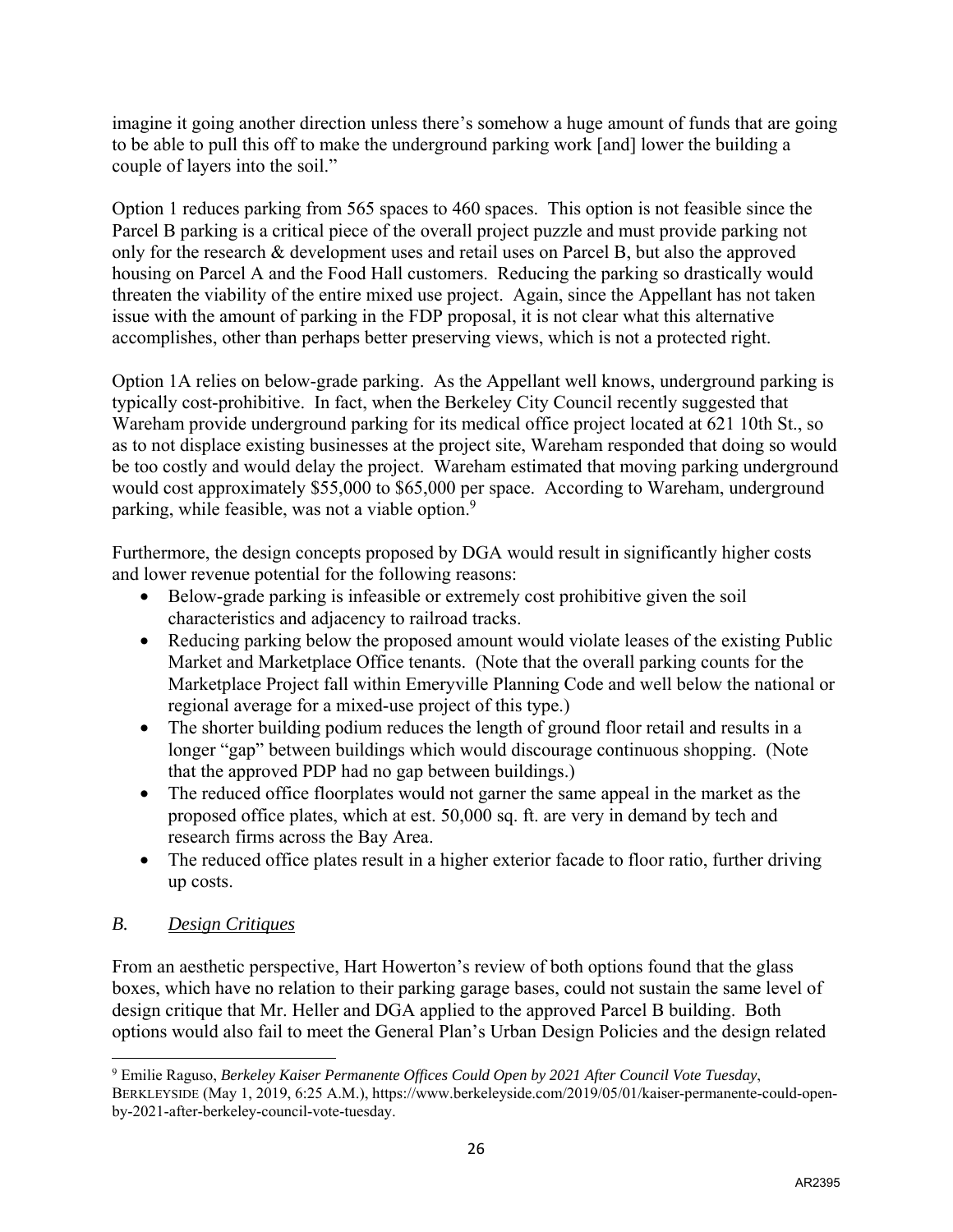imagine it going another direction unless there's somehow a huge amount of funds that are going to be able to pull this off to make the underground parking work [and] lower the building a couple of layers into the soil."

Option 1 reduces parking from 565 spaces to 460 spaces. This option is not feasible since the Parcel B parking is a critical piece of the overall project puzzle and must provide parking not only for the research & development uses and retail uses on Parcel B, but also the approved housing on Parcel A and the Food Hall customers. Reducing the parking so drastically would threaten the viability of the entire mixed use project. Again, since the Appellant has not taken issue with the amount of parking in the FDP proposal, it is not clear what this alternative accomplishes, other than perhaps better preserving views, which is not a protected right.

Option 1A relies on below-grade parking. As the Appellant well knows, underground parking is typically cost-prohibitive. In fact, when the Berkeley City Council recently suggested that Wareham provide underground parking for its medical office project located at 621 10th St., so as to not displace existing businesses at the project site, Wareham responded that doing so would be too costly and would delay the project. Wareham estimated that moving parking underground would cost approximately $55,000 to $65,000 per space. According to Wareham, underground parking, while feasible, was not a viable option.[9]

Furthermore, the design concepts proposed by DGA would result in significantly higher costs and lower revenue potential for the following reasons:

- Below-grade parking is infeasible or extremely cost prohibitive given the soil characteristics and adjacency to railroad tracks.
- Reducing parking below the proposed amount would violate leases of the existing Public Market and Marketplace Office tenants. (Note that the overall parking counts for the Marketplace Project fall within Emeryville Planning Code and well below the national or regional average for a mixed-use project of this type.)
- The shorter building podium reduces the length of ground floor retail and results in a longer "gap" between buildings which would discourage continuous shopping. (Note that the approved PDP had no gap between buildings.)
- The reduced office floorplates would not garner the same appeal in the market as the proposed office plates, which at est. 50,000 sq. ft. are very in demand by tech and research firms across the Bay Area.
- The reduced office plates result in a higher exterior facade to floor ratio, further driving up costs.

### *B. Design Critiques*

From an aesthetic perspective, Hart Howerton's review of both options found that the glass boxes, which have no relation to their parking garage bases, could not sustain the same level of design critique that Mr. Heller and DGA applied to the approved Parcel B building. Both options would also fail to meet the General Plan's Urban Design Policies and the design related

---

[9] Emilie Raguso, *Berkeley Kaiser Permanente Offices Could Open by 2021 After Council Vote Tuesday*, BERKLEYSIDE (May 1, 2019, 6:25 A.M.), https://www.berkeleyside.com/2019/05/01/kaiser-permanente-could-open-by-2021-after-berkeley-council-vote-tuesday.

AR2395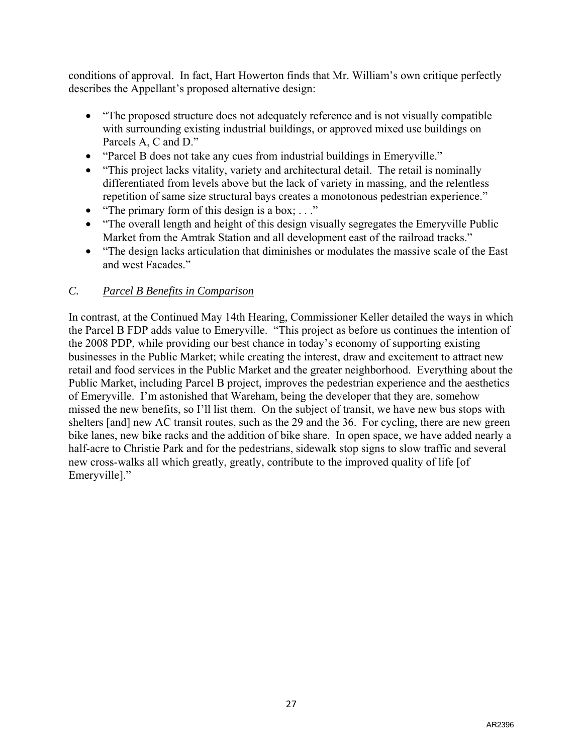conditions of approval. In fact, Hart Howerton finds that Mr. William's own critique perfectly describes the Appellant's proposed alternative design:

- "The proposed structure does not adequately reference and is not visually compatible with surrounding existing industrial buildings, or approved mixed use buildings on Parcels A, C and D."
- "Parcel B does not take any cues from industrial buildings in Emeryville."
- "This project lacks vitality, variety and architectural detail. The retail is nominally differentiated from levels above but the lack of variety in massing, and the relentless repetition of same size structural bays creates a monotonous pedestrian experience."
- "The primary form of this design is a box; . . ."
- "The overall length and height of this design visually segregates the Emeryville Public Market from the Amtrak Station and all development east of the railroad tracks."
- "The design lacks articulation that diminishes or modulates the massive scale of the East and west Facades."

### *C. Parcel B Benefits in Comparison*

In contrast, at the Continued May 14th Hearing, Commissioner Keller detailed the ways in which the Parcel B FDP adds value to Emeryville. "This project as before us continues the intention of the 2008 PDP, while providing our best chance in today's economy of supporting existing businesses in the Public Market; while creating the interest, draw and excitement to attract new retail and food services in the Public Market and the greater neighborhood. Everything about the Public Market, including Parcel B project, improves the pedestrian experience and the aesthetics of Emeryville. I'm astonished that Wareham, being the developer that they are, somehow missed the new benefits, so I'll list them. On the subject of transit, we have new bus stops with shelters [and] new AC transit routes, such as the 29 and the 36. For cycling, there are new green bike lanes, new bike racks and the addition of bike share. In open space, we have added nearly a half-acre to Christie Park and for the pedestrians, sidewalk stop signs to slow traffic and several new cross-walks all which greatly, greatly, contribute to the improved quality of life [of Emeryville]."

AR2396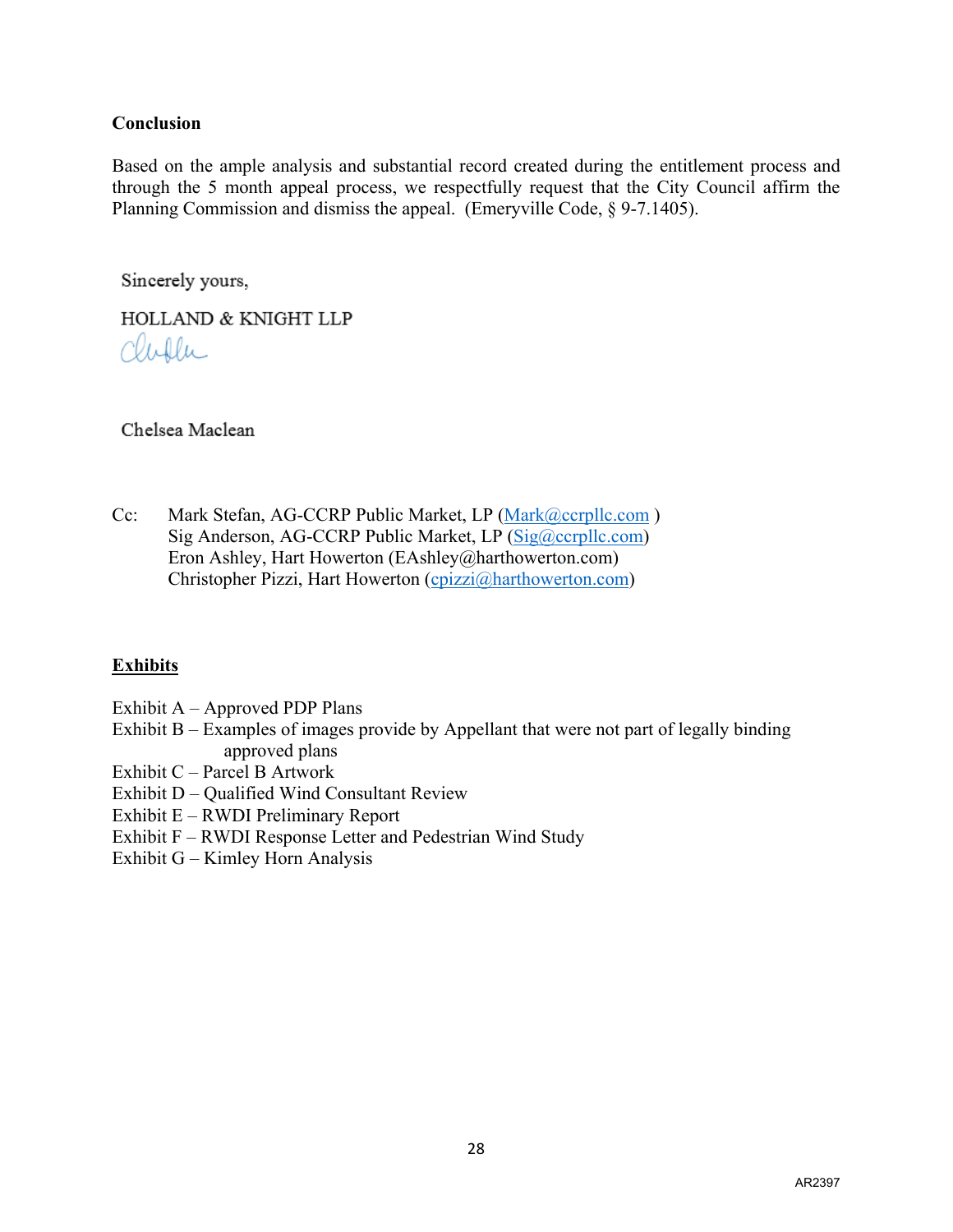**Conclusion**

Based on the ample analysis and substantial record created during the entitlement process and through the 5 month appeal process, we respectfully request that the City Council affirm the Planning Commission and dismiss the appeal. (Emeryville Code, § 9-7.1405).

Sincerely yours,

HOLLAND & KNIGHT LLP

Chelsea Maclean

Cc: Mark Stefan, AG-CCRP Public Market, LP (Mark@ccrpllc.com )
Sig Anderson, AG-CCRP Public Market, LP (Sig@ccrpllc.com)
Eron Ashley, Hart Howerton (EAshley@harthowerton.com)
Christopher Pizzi, Hart Howerton (cpizzi@harthowerton.com)

**Exhibits**

Exhibit A – Approved PDP Plans
Exhibit B – Examples of images provide by Appellant that were not part of legally binding approved plans
Exhibit C – Parcel B Artwork
Exhibit D – Qualified Wind Consultant Review
Exhibit E – RWDI Preliminary Report
Exhibit F – RWDI Response Letter and Pedestrian Wind Study
Exhibit G – Kimley Horn Analysis

AR2397